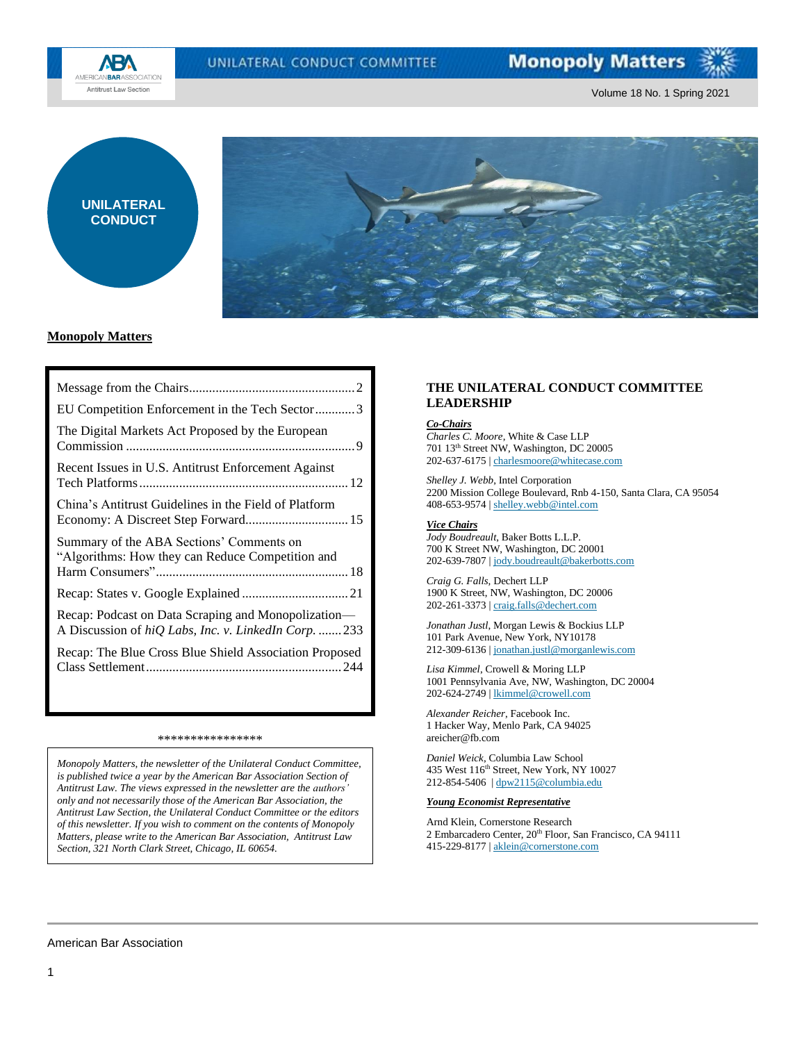UNILATERAL CONDUCT COMMITTEE

# Monopoly Matters

Volume 18 No. 1 Spring 2021

UNILATERAL CONDUCT

**Monopoly Matters**

| | |
|---|---|
| Message from the Chairs | 2 |
| EU Competition Enforcement in the Tech Sector | 3 |
| The Digital Markets Act Proposed by the European Commission | 9 |
| Recent Issues in U.S. Antitrust Enforcement Against Tech Platforms | 12 |
| China's Antitrust Guidelines in the Field of Platform Economy: A Discreet Step Forward | 15 |
| Summary of the ABA Sections' Comments on "Algorithms: How they can Reduce Competition and Harm Consumers" | 18 |
| Recap: States v. Google Explained | 21 |
| Recap: Podcast on Data Scraping and Monopolization—A Discussion of *hiQ Labs, Inc. v. LinkedIn Corp.* | 233 |
| Recap: The Blue Cross Blue Shield Association Proposed Class Settlement | 244 |

****************

*Monopoly Matters, the newsletter of the Unilateral Conduct Committee, is published twice a year by the American Bar Association Section of Antitrust Law. The views expressed in the newsletter are the authors' only and not necessarily those of the American Bar Association, the Antitrust Law Section, the Unilateral Conduct Committee or the editors of this newsletter. If you wish to comment on the contents of Monopoly Matters, please write to the American Bar Association, Antitrust Law Section, 321 North Clark Street, Chicago, IL 60654.*

## THE UNILATERAL CONDUCT COMMITTEE LEADERSHIP

***Co-Chairs***

*Charles C. Moore*, White & Case LLP
701 13th Street NW, Washington, DC 20005
202-637-6175 | charlesmoore@whitecase.com

*Shelley J. Webb*, Intel Corporation
2200 Mission College Boulevard, Rnb 4-150, Santa Clara, CA 95054
408-653-9574 | shelley.webb@intel.com

***Vice Chairs***

*Jody Boudreault*, Baker Botts L.L.P.
700 K Street NW, Washington, DC 20001
202-639-7807 | jody.boudreault@bakerbotts.com

*Craig G. Falls*, Dechert LLP
1900 K Street, NW, Washington, DC 20006
202-261-3373 | craig.falls@dechert.com

*Jonathan Justl*, Morgan Lewis & Bockius LLP
101 Park Avenue, New York, NY10178
212-309-6136 | jonathan.justl@morganlewis.com

*Lisa Kimmel*, Crowell & Moring LLP
1001 Pennsylvania Ave, NW, Washington, DC 20004
202-624-2749 | lkimmel@crowell.com

*Alexander Reicher*, Facebook Inc.
1 Hacker Way, Menlo Park, CA 94025
areicher@fb.com

*Daniel Weick*, Columbia Law School
435 West 116th Street, New York, NY 10027
212-854-5406 | dpw2115@columbia.edu

***Young Economist Representative***

Arnd Klein, Cornerstone Research
2 Embarcadero Center, 20th Floor, San Francisco, CA 94111
415-229-8177 | aklein@cornerstone.com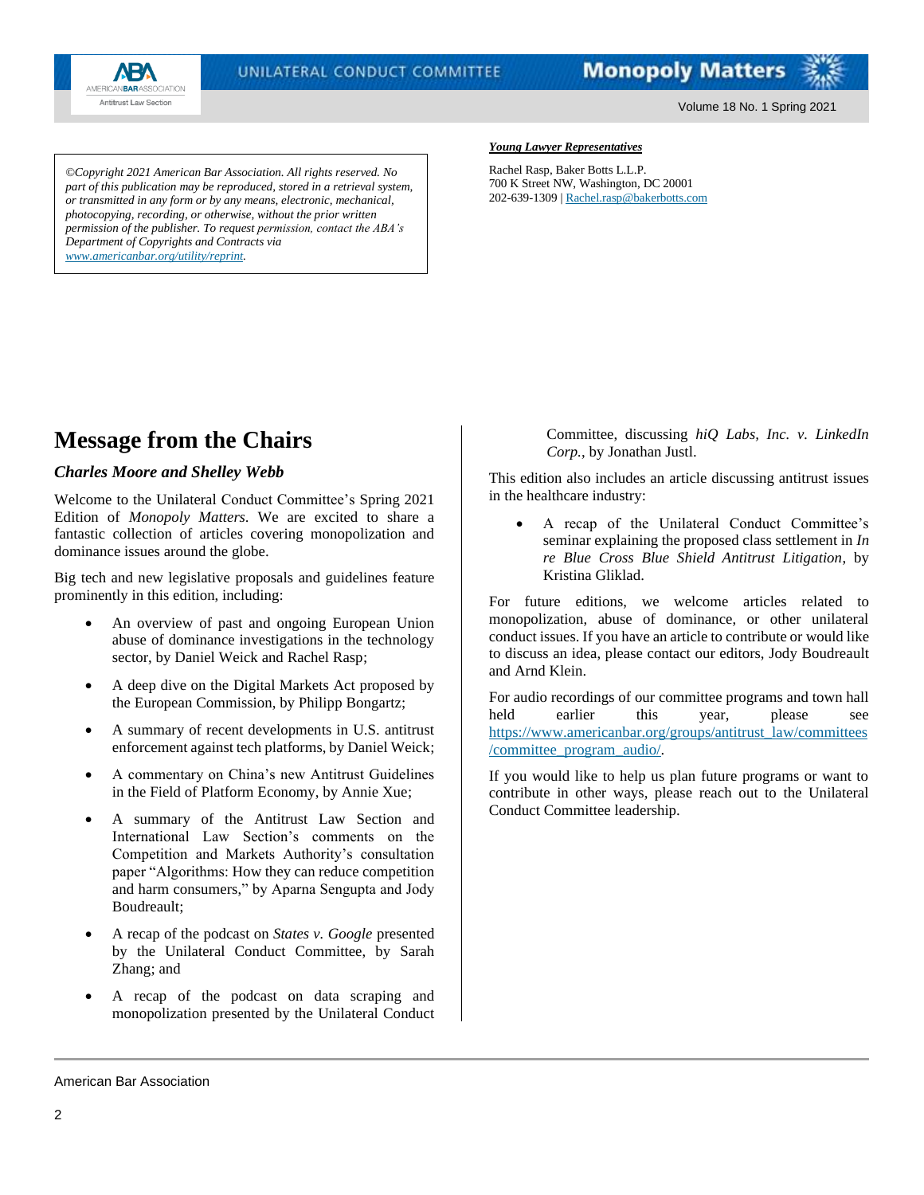*©Copyright 2021 American Bar Association. All rights reserved. No part of this publication may be reproduced, stored in a retrieval system, or transmitted in any form or by any means, electronic, mechanical, photocopying, recording, or otherwise, without the prior written permission of the publisher. To request permission, contact the ABA's Department of Copyrights and Contracts via [www.americanbar.org/utility/reprint](http://www.americanbar.org/utility/reprint).*

***Young Lawyer Representatives***

Rachel Rasp, Baker Botts L.L.P.
700 K Street NW, Washington, DC 20001
202-639-1309 | Rachel.rasp@bakerbotts.com

# Message from the Chairs

***Charles Moore and Shelley Webb***

Welcome to the Unilateral Conduct Committee's Spring 2021 Edition of *Monopoly Matters*. We are excited to share a fantastic collection of articles covering monopolization and dominance issues around the globe.

Big tech and new legislative proposals and guidelines feature prominently in this edition, including:

- An overview of past and ongoing European Union abuse of dominance investigations in the technology sector, by Daniel Weick and Rachel Rasp;
- A deep dive on the Digital Markets Act proposed by the European Commission, by Philipp Bongartz;
- A summary of recent developments in U.S. antitrust enforcement against tech platforms, by Daniel Weick;
- A commentary on China's new Antitrust Guidelines in the Field of Platform Economy, by Annie Xue;
- A summary of the Antitrust Law Section and International Law Section's comments on the Competition and Markets Authority's consultation paper "Algorithms: How they can reduce competition and harm consumers," by Aparna Sengupta and Jody Boudreault;
- A recap of the podcast on *States v. Google* presented by the Unilateral Conduct Committee, by Sarah Zhang; and
- A recap of the podcast on data scraping and monopolization presented by the Unilateral Conduct Committee, discussing *hiQ Labs, Inc. v. LinkedIn Corp.*, by Jonathan Justl.

This edition also includes an article discussing antitrust issues in the healthcare industry:

- A recap of the Unilateral Conduct Committee's seminar explaining the proposed class settlement in *In re Blue Cross Blue Shield Antitrust Litigation*, by Kristina Gliklad.

For future editions, we welcome articles related to monopolization, abuse of dominance, or other unilateral conduct issues. If you have an article to contribute or would like to discuss an idea, please contact our editors, Jody Boudreault and Arnd Klein.

For audio recordings of our committee programs and town hall held earlier this year, please see [https://www.americanbar.org/groups/antitrust_law/committees/committee_program_audio/](https://www.americanbar.org/groups/antitrust_law/committees/committee_program_audio/).

If you would like to help us plan future programs or want to contribute in other ways, please reach out to the Unilateral Conduct Committee leadership.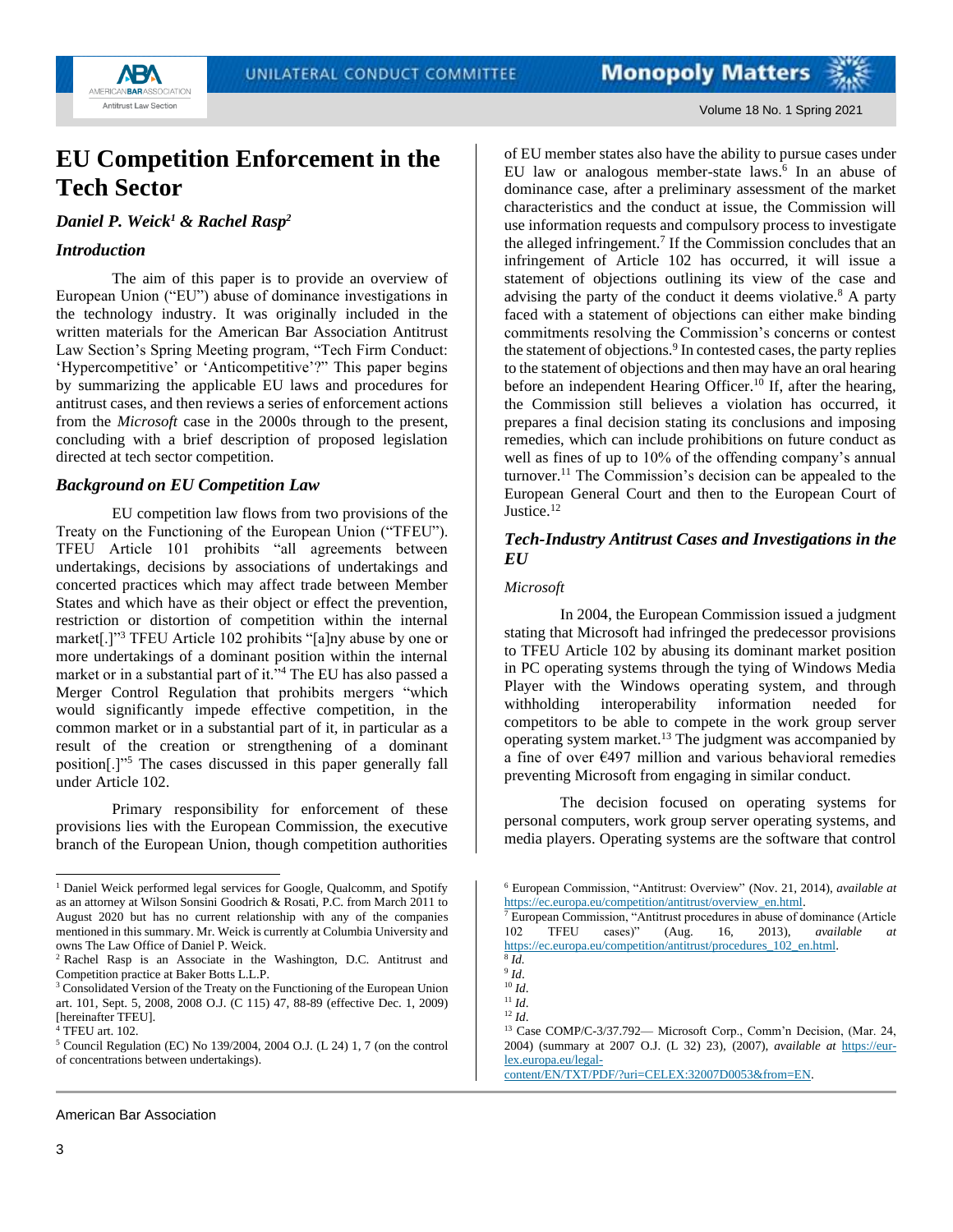# EU Competition Enforcement in the Tech Sector

***Daniel P. Weick[1] & Rachel Rasp[2]***

## *Introduction*

The aim of this paper is to provide an overview of European Union ("EU") abuse of dominance investigations in the technology industry. It was originally included in the written materials for the American Bar Association Antitrust Law Section's Spring Meeting program, "Tech Firm Conduct: 'Hypercompetitive' or 'Anticompetitive'?" This paper begins by summarizing the applicable EU laws and procedures for antitrust cases, and then reviews a series of enforcement actions from the *Microsoft* case in the 2000s through to the present, concluding with a brief description of proposed legislation directed at tech sector competition.

## *Background on EU Competition Law*

EU competition law flows from two provisions of the Treaty on the Functioning of the European Union ("TFEU"). TFEU Article 101 prohibits "all agreements between undertakings, decisions by associations of undertakings and concerted practices which may affect trade between Member States and which have as their object or effect the prevention, restriction or distortion of competition within the internal market[.]"[3] TFEU Article 102 prohibits "[a]ny abuse by one or more undertakings of a dominant position within the internal market or in a substantial part of it."[4] The EU has also passed a Merger Control Regulation that prohibits mergers "which would significantly impede effective competition, in the common market or in a substantial part of it, in particular as a result of the creation or strengthening of a dominant position[.]"[5] The cases discussed in this paper generally fall under Article 102.

Primary responsibility for enforcement of these provisions lies with the European Commission, the executive branch of the European Union, though competition authorities of EU member states also have the ability to pursue cases under EU law or analogous member-state laws.[6] In an abuse of dominance case, after a preliminary assessment of the market characteristics and the conduct at issue, the Commission will use information requests and compulsory process to investigate the alleged infringement.[7] If the Commission concludes that an infringement of Article 102 has occurred, it will issue a statement of objections outlining its view of the case and advising the party of the conduct it deems violative.[8] A party faced with a statement of objections can either make binding commitments resolving the Commission's concerns or contest the statement of objections.[9] In contested cases, the party replies to the statement of objections and then may have an oral hearing before an independent Hearing Officer.[10] If, after the hearing, the Commission still believes a violation has occurred, it prepares a final decision stating its conclusions and imposing remedies, which can include prohibitions on future conduct as well as fines of up to 10% of the offending company's annual turnover.[11] The Commission's decision can be appealed to the European General Court and then to the European Court of Justice.[12]

## *Tech-Industry Antitrust Cases and Investigations in the EU*

### *Microsoft*

In 2004, the European Commission issued a judgment stating that Microsoft had infringed the predecessor provisions to TFEU Article 102 by abusing its dominant market position in PC operating systems through the tying of Windows Media Player with the Windows operating system, and through withholding interoperability information needed for competitors to be able to compete in the work group server operating system market.[13] The judgment was accompanied by a fine of over €497 million and various behavioral remedies preventing Microsoft from engaging in similar conduct.

The decision focused on operating systems for personal computers, work group server operating systems, and media players. Operating systems are the software that control

---

[1] Daniel Weick performed legal services for Google, Qualcomm, and Spotify as an attorney at Wilson Sonsini Goodrich & Rosati, P.C. from March 2011 to August 2020 but has no current relationship with any of the companies mentioned in this summary. Mr. Weick is currently at Columbia University and owns The Law Office of Daniel P. Weick.

[2] Rachel Rasp is an Associate in the Washington, D.C. Antitrust and Competition practice at Baker Botts L.L.P.

[3] Consolidated Version of the Treaty on the Functioning of the European Union art. 101, Sept. 5, 2008, 2008 O.J. (C 115) 47, 88-89 (effective Dec. 1, 2009) [hereinafter TFEU].

[4] TFEU art. 102.

[5] Council Regulation (EC) No 139/2004, 2004 O.J. (L 24) 1, 7 (on the control of concentrations between undertakings).

[6] European Commission, "Antitrust: Overview" (Nov. 21, 2014), *available at* https://ec.europa.eu/competition/antitrust/overview_en.html.

[7] European Commission, "Antitrust procedures in abuse of dominance (Article 102 TFEU cases)" (Aug. 16, 2013), *available at* https://ec.europa.eu/competition/antitrust/procedures_102_en.html.

[8] *Id.*

[9] *Id*.

[10] *Id*.

[11] *Id*.

[12] *Id*.

[13] Case COMP/C-3/37.792— Microsoft Corp., Comm'n Decision, (Mar. 24, 2004) (summary at 2007 O.J. (L 32) 23), (2007), *available at* https://eur-lex.europa.eu/legal-content/EN/TXT/PDF/?uri=CELEX:32007D0053&from=EN.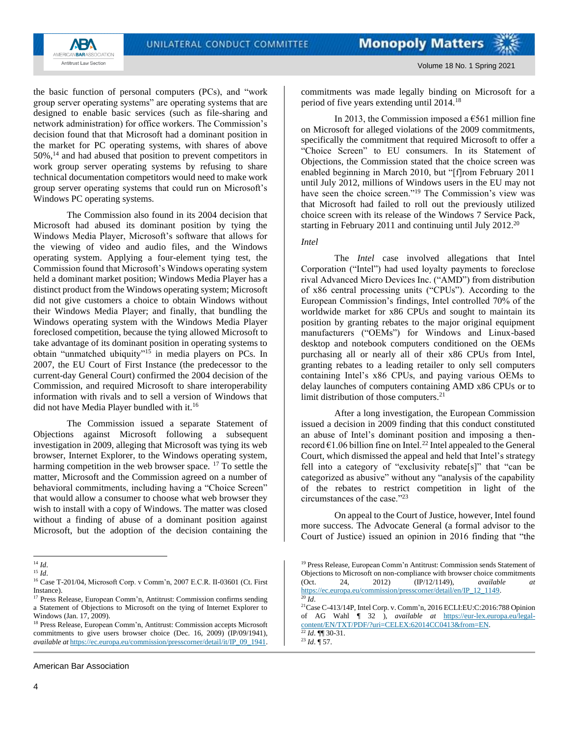the basic function of personal computers (PCs), and "work group server operating systems" are operating systems that are designed to enable basic services (such as file-sharing and network administration) for office workers. The Commission's decision found that that Microsoft had a dominant position in the market for PC operating systems, with shares of above 50%,[14] and had abused that position to prevent competitors in work group server operating systems by refusing to share technical documentation competitors would need to make work group server operating systems that could run on Microsoft's Windows PC operating systems.

The Commission also found in its 2004 decision that Microsoft had abused its dominant position by tying the Windows Media Player, Microsoft's software that allows for the viewing of video and audio files, and the Windows operating system. Applying a four-element tying test, the Commission found that Microsoft's Windows operating system held a dominant market position; Windows Media Player has a distinct product from the Windows operating system; Microsoft did not give customers a choice to obtain Windows without their Windows Media Player; and finally, that bundling the Windows operating system with the Windows Media Player foreclosed competition, because the tying allowed Microsoft to take advantage of its dominant position in operating systems to obtain "unmatched ubiquity"[15] in media players on PCs. In 2007, the EU Court of First Instance (the predecessor to the current-day General Court) confirmed the 2004 decision of the Commission, and required Microsoft to share interoperability information with rivals and to sell a version of Windows that did not have Media Player bundled with it.[16]

The Commission issued a separate Statement of Objections against Microsoft following a subsequent investigation in 2009, alleging that Microsoft was tying its web browser, Internet Explorer, to the Windows operating system, harming competition in the web browser space. [17] To settle the matter, Microsoft and the Commission agreed on a number of behavioral commitments, including having a "Choice Screen" that would allow a consumer to choose what web browser they wish to install with a copy of Windows. The matter was closed without a finding of abuse of a dominant position against Microsoft, but the adoption of the decision containing the commitments was made legally binding on Microsoft for a period of five years extending until 2014.[18]

In 2013, the Commission imposed a €561 million fine on Microsoft for alleged violations of the 2009 commitments, specifically the commitment that required Microsoft to offer a "Choice Screen" to EU consumers. In its Statement of Objections, the Commission stated that the choice screen was enabled beginning in March 2010, but "[f]rom February 2011 until July 2012, millions of Windows users in the EU may not have seen the choice screen."[19] The Commission's view was that Microsoft had failed to roll out the previously utilized choice screen with its release of the Windows 7 Service Pack, starting in February 2011 and continuing until July 2012.[20]

*Intel*

The *Intel* case involved allegations that Intel Corporation ("Intel") had used loyalty payments to foreclose rival Advanced Micro Devices Inc. ("AMD") from distribution of x86 central processing units ("CPUs"). According to the European Commission's findings, Intel controlled 70% of the worldwide market for x86 CPUs and sought to maintain its position by granting rebates to the major original equipment manufacturers ("OEMs") for Windows and Linux-based desktop and notebook computers conditioned on the OEMs purchasing all or nearly all of their x86 CPUs from Intel, granting rebates to a leading retailer to only sell computers containing Intel's x86 CPUs, and paying various OEMs to delay launches of computers containing AMD x86 CPUs or to limit distribution of those computers.[21]

After a long investigation, the European Commission issued a decision in 2009 finding that this conduct constituted an abuse of Intel's dominant position and imposing a then-record €1.06 billion fine on Intel.[22] Intel appealed to the General Court, which dismissed the appeal and held that Intel's strategy fell into a category of "exclusivity rebate[s]" that "can be categorized as abusive" without any "analysis of the capability of the rebates to restrict competition in light of the circumstances of the case."[23]

On appeal to the Court of Justice, however, Intel found more success. The Advocate General (a formal advisor to the Court of Justice) issued an opinion in 2016 finding that "the

---

[14] *Id*.

[15] *Id*.

[16] Case T-201/04, Microsoft Corp. v Comm'n, 2007 E.C.R. II-03601 (Ct. First Instance).

[17] Press Release, European Comm'n, Antitrust: Commission confirms sending a Statement of Objections to Microsoft on the tying of Internet Explorer to Windows (Jan. 17, 2009).

[18] Press Release, European Comm'n, Antitrust: Commission accepts Microsoft commitments to give users browser choice (Dec. 16, 2009) (IP/09/1941), *available at* https://ec.europa.eu/commission/presscorner/detail/it/IP_09_1941.

[19] Press Release, European Comm'n Antitrust: Commission sends Statement of Objections to Microsoft on non-compliance with browser choice commitments (Oct. 24, 2012) (IP/12/1149), *available at* https://ec.europa.eu/commission/presscorner/detail/en/IP_12_1149.

[20] *Id*.

[21] Case C-413/14P, Intel Corp. v. Comm'n, 2016 ECLI:EU:C:2016:788 Opinion of AG Wahl ¶ 32 ), *available at* https://eur-lex.europa.eu/legal-content/EN/TXT/PDF/?uri=CELEX:62014CC0413&from=EN.

[22] *Id*. ¶¶ 30-31.

[23] *Id*. ¶ 57.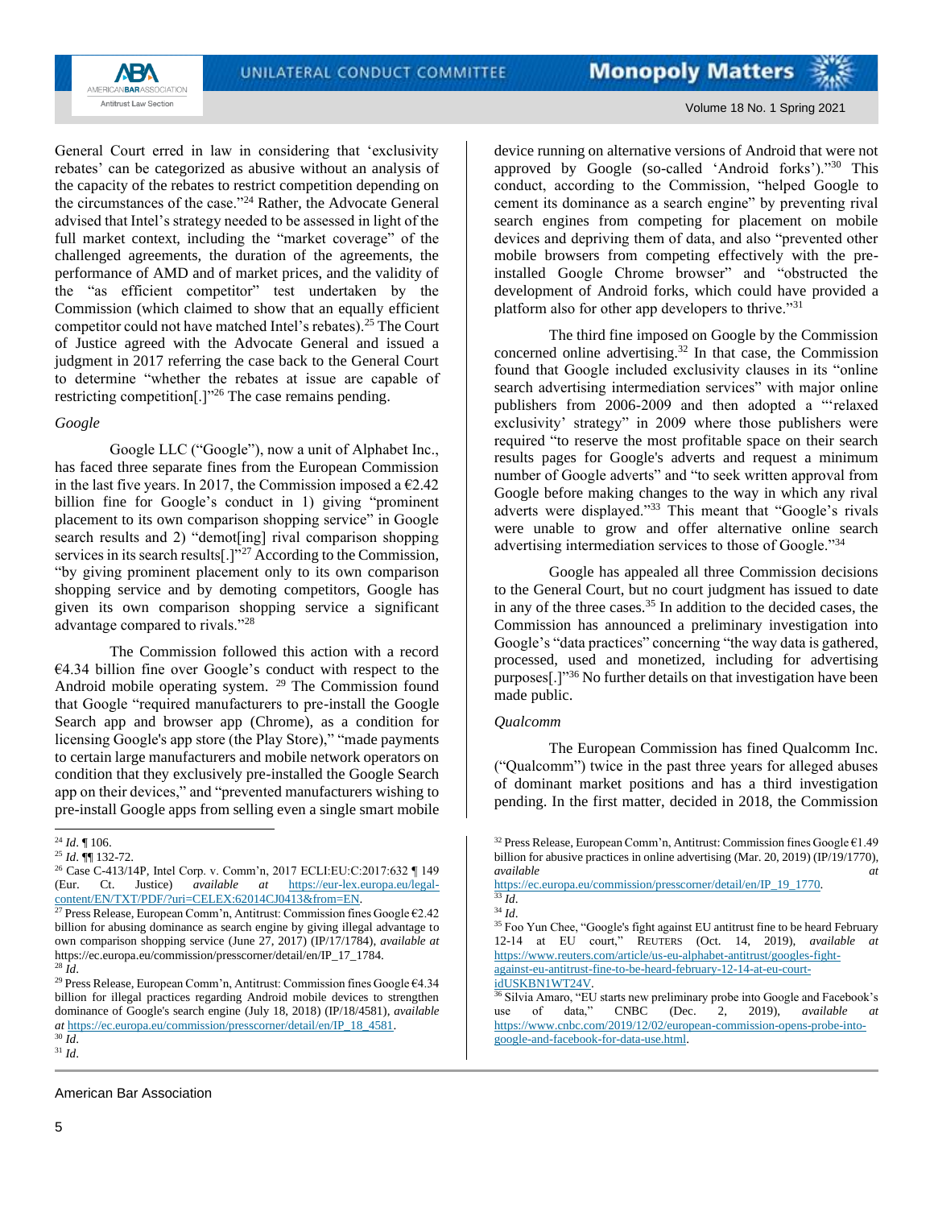General Court erred in law in considering that 'exclusivity rebates' can be categorized as abusive without an analysis of the capacity of the rebates to restrict competition depending on the circumstances of the case."[24] Rather, the Advocate General advised that Intel's strategy needed to be assessed in light of the full market context, including the "market coverage" of the challenged agreements, the duration of the agreements, the performance of AMD and of market prices, and the validity of the "as efficient competitor" test undertaken by the Commission (which claimed to show that an equally efficient competitor could not have matched Intel's rebates).[25] The Court of Justice agreed with the Advocate General and issued a judgment in 2017 referring the case back to the General Court to determine "whether the rebates at issue are capable of restricting competition[.]"[26] The case remains pending.

*Google*

Google LLC ("Google"), now a unit of Alphabet Inc., has faced three separate fines from the European Commission in the last five years. In 2017, the Commission imposed a €2.42 billion fine for Google's conduct in 1) giving "prominent placement to its own comparison shopping service" in Google search results and 2) "demot[ing] rival comparison shopping services in its search results[.]"[27] According to the Commission, "by giving prominent placement only to its own comparison shopping service and by demoting competitors, Google has given its own comparison shopping service a significant advantage compared to rivals."[28]

The Commission followed this action with a record €4.34 billion fine over Google's conduct with respect to the Android mobile operating system. [29] The Commission found that Google "required manufacturers to pre-install the Google Search app and browser app (Chrome), as a condition for licensing Google's app store (the Play Store)," "made payments to certain large manufacturers and mobile network operators on condition that they exclusively pre-installed the Google Search app on their devices," and "prevented manufacturers wishing to pre-install Google apps from selling even a single smart mobile device running on alternative versions of Android that were not approved by Google (so-called 'Android forks')."[30] This conduct, according to the Commission, "helped Google to cement its dominance as a search engine" by preventing rival search engines from competing for placement on mobile devices and depriving them of data, and also "prevented other mobile browsers from competing effectively with the pre-installed Google Chrome browser" and "obstructed the development of Android forks, which could have provided a platform also for other app developers to thrive."[31]

The third fine imposed on Google by the Commission concerned online advertising.[32] In that case, the Commission found that Google included exclusivity clauses in its "online search advertising intermediation services" with major online publishers from 2006-2009 and then adopted a "'relaxed exclusivity' strategy" in 2009 where those publishers were required "to reserve the most profitable space on their search results pages for Google's adverts and request a minimum number of Google adverts" and "to seek written approval from Google before making changes to the way in which any rival adverts were displayed."[33] This meant that "Google's rivals were unable to grow and offer alternative online search advertising intermediation services to those of Google."[34]

Google has appealed all three Commission decisions to the General Court, but no court judgment has issued to date in any of the three cases.[35] In addition to the decided cases, the Commission has announced a preliminary investigation into Google's "data practices" concerning "the way data is gathered, processed, used and monetized, including for advertising purposes[.]"[36] No further details on that investigation have been made public.

*Qualcomm*

The European Commission has fined Qualcomm Inc. ("Qualcomm") twice in the past three years for alleged abuses of dominant market positions and has a third investigation pending. In the first matter, decided in 2018, the Commission

---

[24] *Id*. ¶ 106.

[25] *Id*. ¶¶ 132-72.

[26] Case C-413/14P, Intel Corp. v. Comm'n, 2017 ECLI:EU:C:2017:632 ¶ 149 (Eur. Ct. Justice) *available at* https://eur-lex.europa.eu/legal-content/EN/TXT/PDF/?uri=CELEX:62014CJ0413&from=EN.

[27] Press Release, European Comm'n, Antitrust: Commission fines Google €2.42 billion for abusing dominance as search engine by giving illegal advantage to own comparison shopping service (June 27, 2017) (IP/17/1784), *available at* https://ec.europa.eu/commission/presscorner/detail/en/IP_17_1784.

[28] *Id*.

[29] Press Release, European Comm'n, Antitrust: Commission fines Google €4.34 billion for illegal practices regarding Android mobile devices to strengthen dominance of Google's search engine (July 18, 2018) (IP/18/4581), *available at* https://ec.europa.eu/commission/presscorner/detail/en/IP_18_4581.

[30] *Id*.

[31] *Id*.

[32] Press Release, European Comm'n, Antitrust: Commission fines Google €1.49 billion for abusive practices in online advertising (Mar. 20, 2019) (IP/19/1770), *available at* https://ec.europa.eu/commission/presscorner/detail/en/IP_19_1770.

[33] *Id*.

[34] *Id*.

[35] Foo Yun Chee, "Google's fight against EU antitrust fine to be heard February 12-14 at EU court," REUTERS (Oct. 14, 2019), *available at* https://www.reuters.com/article/us-eu-alphabet-antitrust/googles-fight-against-eu-antitrust-fine-to-be-heard-february-12-14-at-eu-court-idUSKBN1WT24V.

[36] Silvia Amaro, "EU starts new preliminary probe into Google and Facebook's use of data," CNBC (Dec. 2, 2019), *available at* https://www.cnbc.com/2019/12/02/european-commission-opens-probe-into-google-and-facebook-for-data-use.html.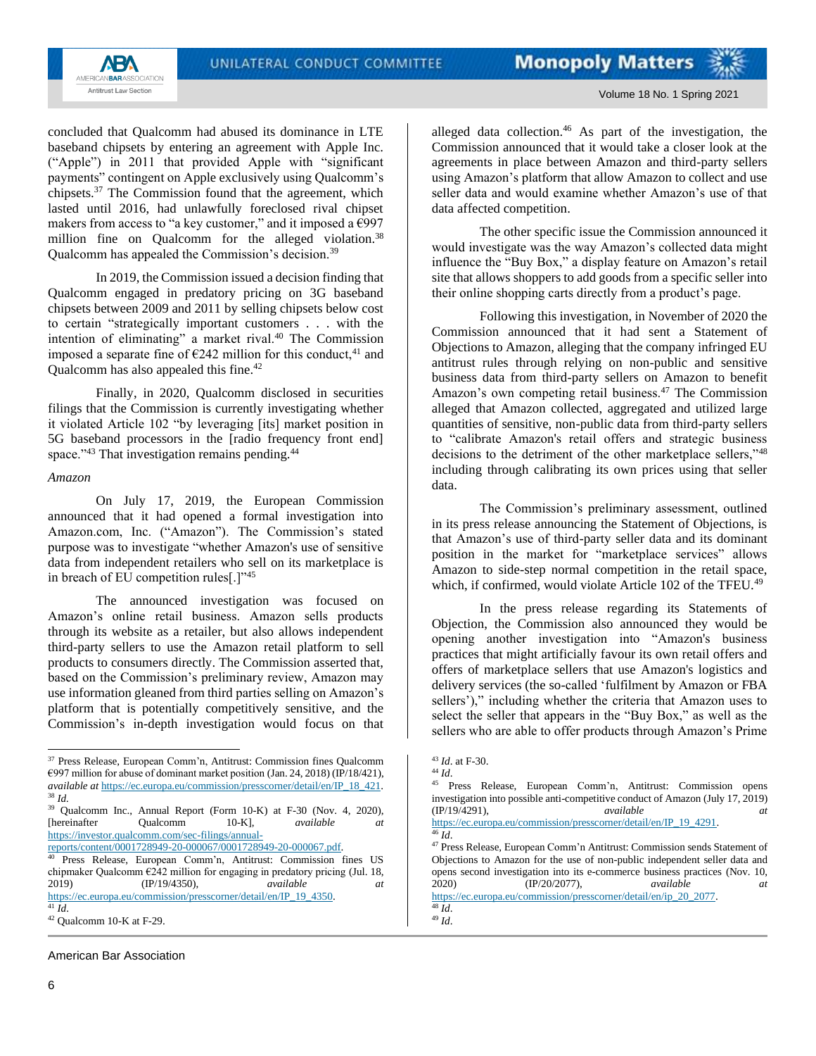concluded that Qualcomm had abused its dominance in LTE baseband chipsets by entering an agreement with Apple Inc. ("Apple") in 2011 that provided Apple with "significant payments" contingent on Apple exclusively using Qualcomm's chipsets.[37] The Commission found that the agreement, which lasted until 2016, had unlawfully foreclosed rival chipset makers from access to "a key customer," and it imposed a €997 million fine on Qualcomm for the alleged violation.[38] Qualcomm has appealed the Commission's decision.[39]

In 2019, the Commission issued a decision finding that Qualcomm engaged in predatory pricing on 3G baseband chipsets between 2009 and 2011 by selling chipsets below cost to certain "strategically important customers . . . with the intention of eliminating" a market rival.[40] The Commission imposed a separate fine of €242 million for this conduct,[41] and Qualcomm has also appealed this fine.[42]

Finally, in 2020, Qualcomm disclosed in securities filings that the Commission is currently investigating whether it violated Article 102 "by leveraging [its] market position in 5G baseband processors in the [radio frequency front end] space."[43] That investigation remains pending.[44]

*Amazon*

On July 17, 2019, the European Commission announced that it had opened a formal investigation into Amazon.com, Inc. ("Amazon"). The Commission's stated purpose was to investigate "whether Amazon's use of sensitive data from independent retailers who sell on its marketplace is in breach of EU competition rules[.]"[45]

The announced investigation was focused on Amazon's online retail business. Amazon sells products through its website as a retailer, but also allows independent third-party sellers to use the Amazon retail platform to sell products to consumers directly. The Commission asserted that, based on the Commission's preliminary review, Amazon may use information gleaned from third parties selling on Amazon's platform that is potentially competitively sensitive, and the Commission's in-depth investigation would focus on that alleged data collection.[46] As part of the investigation, the Commission announced that it would take a closer look at the agreements in place between Amazon and third-party sellers using Amazon's platform that allow Amazon to collect and use seller data and would examine whether Amazon's use of that data affected competition.

The other specific issue the Commission announced it would investigate was the way Amazon's collected data might influence the "Buy Box," a display feature on Amazon's retail site that allows shoppers to add goods from a specific seller into their online shopping carts directly from a product's page.

Following this investigation, in November of 2020 the Commission announced that it had sent a Statement of Objections to Amazon, alleging that the company infringed EU antitrust rules through relying on non-public and sensitive business data from third-party sellers on Amazon to benefit Amazon's own competing retail business.[47] The Commission alleged that Amazon collected, aggregated and utilized large quantities of sensitive, non-public data from third-party sellers to "calibrate Amazon's retail offers and strategic business decisions to the detriment of the other marketplace sellers,"[48] including through calibrating its own prices using that seller data.

The Commission's preliminary assessment, outlined in its press release announcing the Statement of Objections, is that Amazon's use of third-party seller data and its dominant position in the market for "marketplace services" allows Amazon to side-step normal competition in the retail space, which, if confirmed, would violate Article 102 of the TFEU.[49]

In the press release regarding its Statements of Objection, the Commission also announced they would be opening another investigation into "Amazon's business practices that might artificially favour its own retail offers and offers of marketplace sellers that use Amazon's logistics and delivery services (the so-called 'fulfilment by Amazon or FBA sellers')," including whether the criteria that Amazon uses to select the seller that appears in the "Buy Box," as well as the sellers who are able to offer products through Amazon's Prime

---

[37] Press Release, European Comm'n, Antitrust: Commission fines Qualcomm €997 million for abuse of dominant market position (Jan. 24, 2018) (IP/18/421), *available at* https://ec.europa.eu/commission/presscorner/detail/en/IP_18_421.

[38] *Id.*

[39] Qualcomm Inc., Annual Report (Form 10-K) at F-30 (Nov. 4, 2020), [hereinafter Qualcomm 10-K], *available at* https://investor.qualcomm.com/sec-filings/annual-reports/content/0001728949-20-000067/0001728949-20-000067.pdf.

[40] Press Release, European Comm'n, Antitrust: Commission fines US chipmaker Qualcomm €242 million for engaging in predatory pricing (Jul. 18, 2019) (IP/19/4350), *available at* https://ec.europa.eu/commission/presscorner/detail/en/IP_19_4350.

[41] *Id.*

[42] Qualcomm 10-K at F-29.

[43] *Id.* at F-30.

[44] *Id.*

[45] Press Release, European Comm'n, Antitrust: Commission opens investigation into possible anti-competitive conduct of Amazon (July 17, 2019) (IP/19/4291), *available at* https://ec.europa.eu/commission/presscorner/detail/en/IP_19_4291.

[46] *Id.*

[47] Press Release, European Comm'n Antitrust: Commission sends Statement of Objections to Amazon for the use of non-public independent seller data and opens second investigation into its e-commerce business practices (Nov. 10, 2020) (IP/20/2077), *available at* https://ec.europa.eu/commission/presscorner/detail/en/ip_20_2077.

[48] *Id.*

[49] *Id.*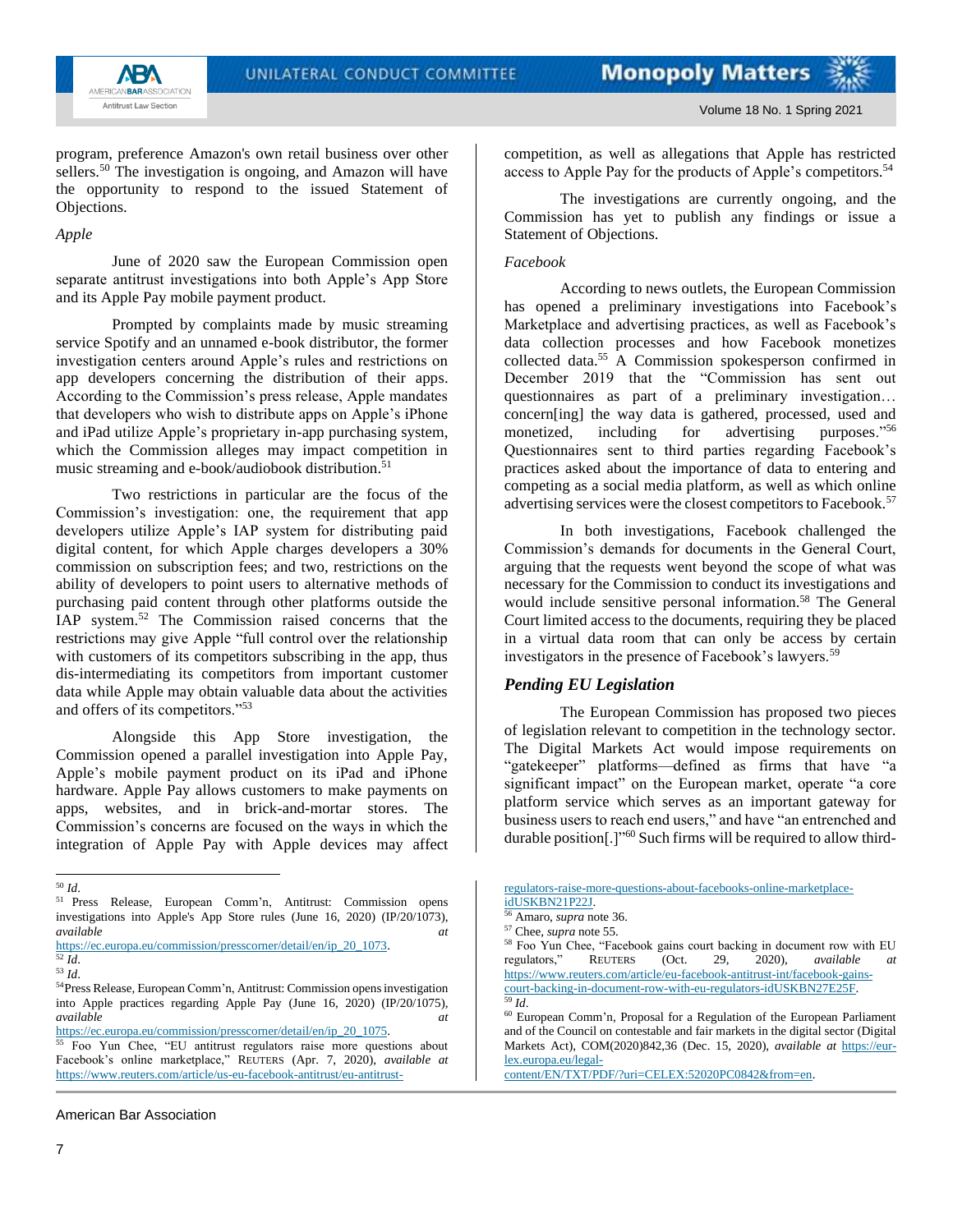program, preference Amazon's own retail business over other sellers.[50] The investigation is ongoing, and Amazon will have the opportunity to respond to the issued Statement of Objections.

*Apple*

June of 2020 saw the European Commission open separate antitrust investigations into both Apple's App Store and its Apple Pay mobile payment product.

Prompted by complaints made by music streaming service Spotify and an unnamed e-book distributor, the former investigation centers around Apple's rules and restrictions on app developers concerning the distribution of their apps. According to the Commission's press release, Apple mandates that developers who wish to distribute apps on Apple's iPhone and iPad utilize Apple's proprietary in-app purchasing system, which the Commission alleges may impact competition in music streaming and e-book/audiobook distribution.[51]

Two restrictions in particular are the focus of the Commission's investigation: one, the requirement that app developers utilize Apple's IAP system for distributing paid digital content, for which Apple charges developers a 30% commission on subscription fees; and two, restrictions on the ability of developers to point users to alternative methods of purchasing paid content through other platforms outside the IAP system.[52] The Commission raised concerns that the restrictions may give Apple "full control over the relationship with customers of its competitors subscribing in the app, thus dis-intermediating its competitors from important customer data while Apple may obtain valuable data about the activities and offers of its competitors."[53]

Alongside this App Store investigation, the Commission opened a parallel investigation into Apple Pay, Apple's mobile payment product on its iPad and iPhone hardware. Apple Pay allows customers to make payments on apps, websites, and in brick-and-mortar stores. The Commission's concerns are focused on the ways in which the integration of Apple Pay with Apple devices may affect competition, as well as allegations that Apple has restricted access to Apple Pay for the products of Apple's competitors.[54]

The investigations are currently ongoing, and the Commission has yet to publish any findings or issue a Statement of Objections.

*Facebook*

According to news outlets, the European Commission has opened a preliminary investigations into Facebook's Marketplace and advertising practices, as well as Facebook's data collection processes and how Facebook monetizes collected data.[55] A Commission spokesperson confirmed in December 2019 that the "Commission has sent out questionnaires as part of a preliminary investigation… concern[ing] the way data is gathered, processed, used and monetized, including for advertising purposes."[56] Questionnaires sent to third parties regarding Facebook's practices asked about the importance of data to entering and competing as a social media platform, as well as which online advertising services were the closest competitors to Facebook.[57]

In both investigations, Facebook challenged the Commission's demands for documents in the General Court, arguing that the requests went beyond the scope of what was necessary for the Commission to conduct its investigations and would include sensitive personal information.[58] The General Court limited access to the documents, requiring they be placed in a virtual data room that can only be access by certain investigators in the presence of Facebook's lawyers.[59]

## *Pending EU Legislation*

The European Commission has proposed two pieces of legislation relevant to competition in the technology sector. The Digital Markets Act would impose requirements on "gatekeeper" platforms—defined as firms that have "a significant impact" on the European market, operate "a core platform service which serves as an important gateway for business users to reach end users," and have "an entrenched and durable position[.]"[60] Such firms will be required to allow third-

---

[50] *Id*.

[51] Press Release, European Comm'n, Antitrust: Commission opens investigations into Apple's App Store rules (June 16, 2020) (IP/20/1073), *available at* https://ec.europa.eu/commission/presscorner/detail/en/ip_20_1073.

[52] *Id*.

[53] *Id*.

[54] Press Release, European Comm'n, Antitrust: Commission opens investigation into Apple practices regarding Apple Pay (June 16, 2020) (IP/20/1075), *available at* https://ec.europa.eu/commission/presscorner/detail/en/ip_20_1075.

[55] Foo Yun Chee, "EU antitrust regulators raise more questions about Facebook's online marketplace," Reuters (Apr. 7, 2020), *available at* https://www.reuters.com/article/us-eu-facebook-antitrust/eu-antitrust-regulators-raise-more-questions-about-facebooks-online-marketplace-idUSKBN21P22J.

[56] Amaro, *supra* note 36.

[57] Chee, *supra* note 55.

[58] Foo Yun Chee, "Facebook gains court backing in document row with EU regulators," Reuters (Oct. 29, 2020), *available at* https://www.reuters.com/article/eu-facebook-antitrust-int/facebook-gains-court-backing-in-document-row-with-eu-regulators-idUSKBN27E25F.

[59] *Id*.

[60] European Comm'n, Proposal for a Regulation of the European Parliament and of the Council on contestable and fair markets in the digital sector (Digital Markets Act), COM(2020)842,36 (Dec. 15, 2020), *available at* https://eur-lex.europa.eu/legal-content/EN/TXT/PDF/?uri=CELEX:52020PC0842&from=en.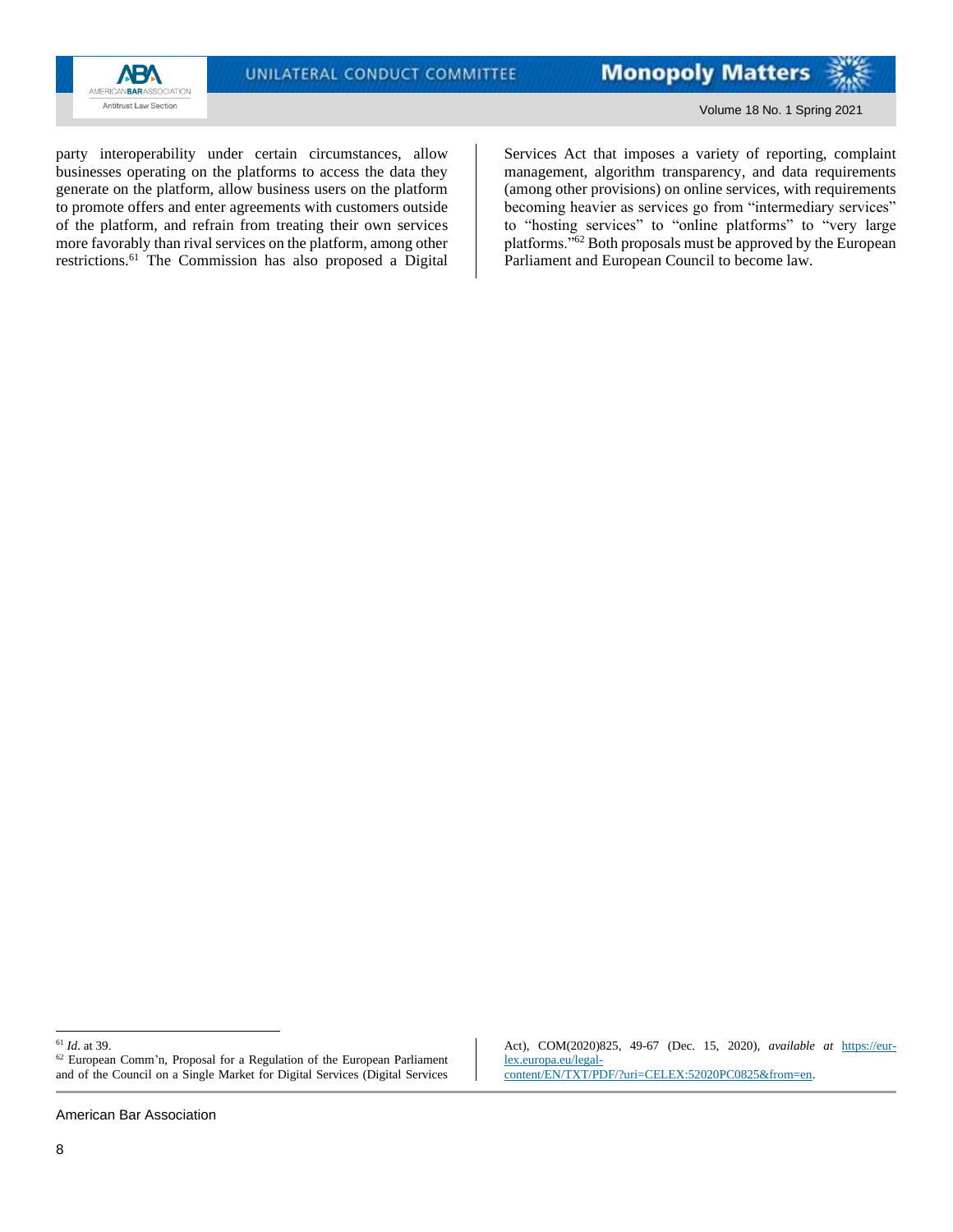party interoperability under certain circumstances, allow businesses operating on the platforms to access the data they generate on the platform, allow business users on the platform to promote offers and enter agreements with customers outside of the platform, and refrain from treating their own services more favorably than rival services on the platform, among other restrictions.[61] The Commission has also proposed a Digital Services Act that imposes a variety of reporting, complaint management, algorithm transparency, and data requirements (among other provisions) on online services, with requirements becoming heavier as services go from "intermediary services" to "hosting services" to "online platforms" to "very large platforms."[62] Both proposals must be approved by the European Parliament and European Council to become law.

---

[61] *Id*. at 39.

[62] European Comm'n, Proposal for a Regulation of the European Parliament and of the Council on a Single Market for Digital Services (Digital Services Act), COM(2020)825, 49-67 (Dec. 15, 2020), ***available at*** https://eur-lex.europa.eu/legal-content/EN/TXT/PDF/?uri=CELEX:52020PC0825&from=en.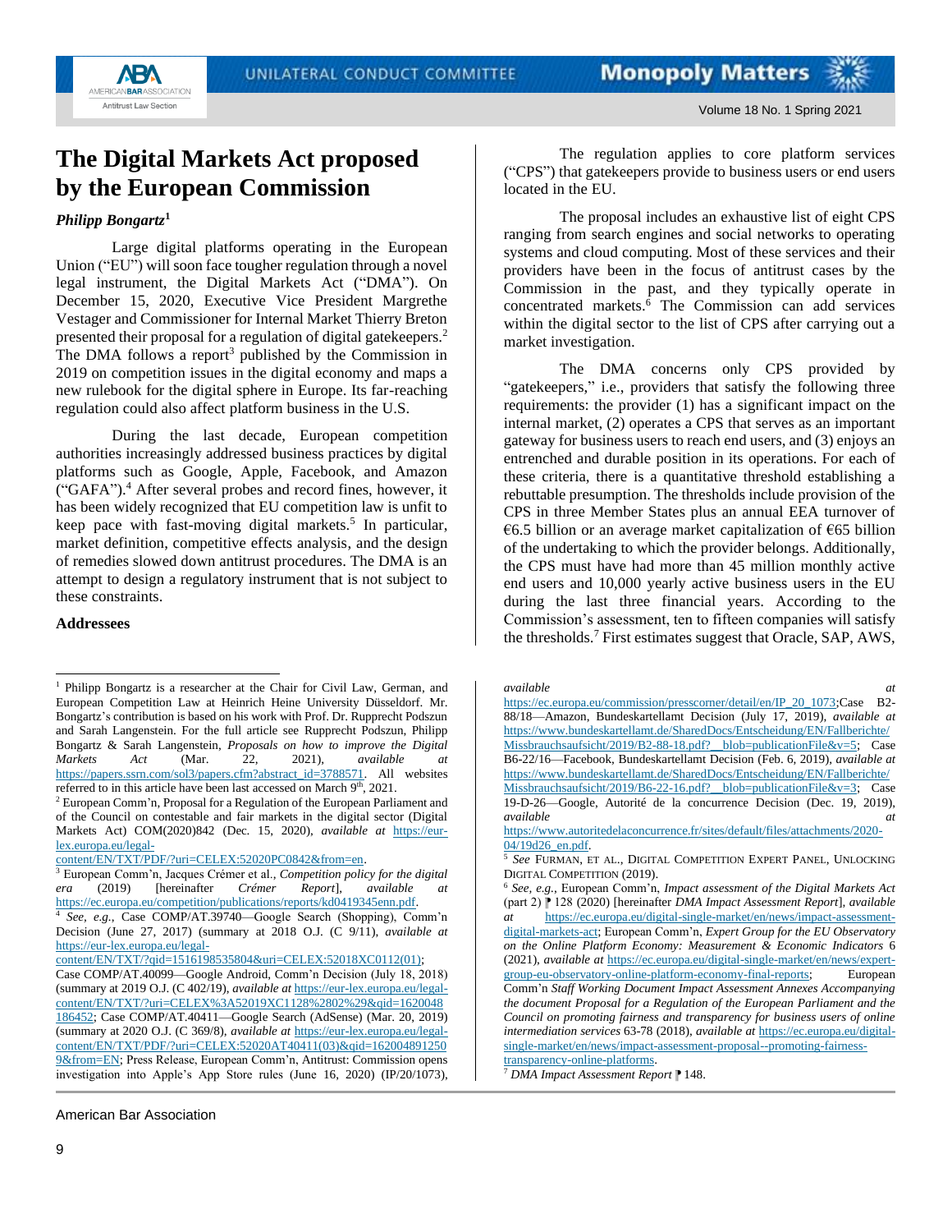# The Digital Markets Act proposed by the European Commission

***Philipp Bongartz***[1]

Large digital platforms operating in the European Union ("EU") will soon face tougher regulation through a novel legal instrument, the Digital Markets Act ("DMA"). On December 15, 2020, Executive Vice President Margrethe Vestager and Commissioner for Internal Market Thierry Breton presented their proposal for a regulation of digital gatekeepers.[2] The DMA follows a report[3] published by the Commission in 2019 on competition issues in the digital economy and maps a new rulebook for the digital sphere in Europe. Its far-reaching regulation could also affect platform business in the U.S.

During the last decade, European competition authorities increasingly addressed business practices by digital platforms such as Google, Apple, Facebook, and Amazon ("GAFA").[4] After several probes and record fines, however, it has been widely recognized that EU competition law is unfit to keep pace with fast-moving digital markets.[5] In particular, market definition, competitive effects analysis, and the design of remedies slowed down antitrust procedures. The DMA is an attempt to design a regulatory instrument that is not subject to these constraints.

**Addressees**

The regulation applies to core platform services ("CPS") that gatekeepers provide to business users or end users located in the EU.

The proposal includes an exhaustive list of eight CPS ranging from search engines and social networks to operating systems and cloud computing. Most of these services and their providers have been in the focus of antitrust cases by the Commission in the past, and they typically operate in concentrated markets.[6] The Commission can add services within the digital sector to the list of CPS after carrying out a market investigation.

The DMA concerns only CPS provided by "gatekeepers," i.e., providers that satisfy the following three requirements: the provider (1) has a significant impact on the internal market, (2) operates a CPS that serves as an important gateway for business users to reach end users, and (3) enjoys an entrenched and durable position in its operations. For each of these criteria, there is a quantitative threshold establishing a rebuttable presumption. The thresholds include provision of the CPS in three Member States plus an annual EEA turnover of €6.5 billion or an average market capitalization of €65 billion of the undertaking to which the provider belongs. Additionally, the CPS must have had more than 45 million monthly active end users and 10,000 yearly active business users in the EU during the last three financial years. According to the Commission's assessment, ten to fifteen companies will satisfy the thresholds.[7] First estimates suggest that Oracle, SAP, AWS,

---

[1] Philipp Bongartz is a researcher at the Chair for Civil Law, German, and European Competition Law at Heinrich Heine University Düsseldorf. Mr. Bongartz's contribution is based on his work with Prof. Dr. Rupprecht Podszun and Sarah Langenstein. For the full article see Rupprecht Podszun, Philipp Bongartz & Sarah Langenstein, *Proposals on how to improve the Digital Markets Act* (Mar. 22, 2021), *available at* https://papers.ssrn.com/sol3/papers.cfm?abstract_id=3788571. All websites referred to in this article have been last accessed on March 9th, 2021.

[2] European Comm'n, Proposal for a Regulation of the European Parliament and of the Council on contestable and fair markets in the digital sector (Digital Markets Act) COM(2020)842 (Dec. 15, 2020), *available at* https://eur-lex.europa.eu/legal-content/EN/TXT/PDF/?uri=CELEX:52020PC0842&from=en.

[3] European Comm'n, Jacques Crémer et al., *Competition policy for the digital era* (2019) [hereinafter *Crémer Report*], *available at* https://ec.europa.eu/competition/publications/reports/kd0419345enn.pdf.

[4] *See, e.g.*, Case COMP/AT.39740—Google Search (Shopping), Comm'n Decision (June 27, 2017) (summary at 2018 O.J. (C 9/11), *available at* https://eur-lex.europa.eu/legal-content/EN/TXT/?qid=1516198535804&uri=CELEX:52018XC0112(01); Case COMP/AT.40099—Google Android, Comm'n Decision (July 18, 2018) (summary at 2019 O.J. (C 402/19), *available at* https://eur-lex.europa.eu/legal-content/EN/TXT/?uri=CELEX%3A52019XC1128%2802%29&qid=1620048186452; Case COMP/AT.40411—Google Search (AdSense) (Mar. 20, 2019) (summary at 2020 O.J. (C 369/8), *available at* https://eur-lex.europa.eu/legal-content/EN/TXT/PDF/?uri=CELEX:52020AT40411(03)&qid=1620048912509&from=EN; Press Release, European Comm'n, Antitrust: Commission opens investigation into Apple's App Store rules (June 16, 2020) (IP/20/1073), *available at* https://ec.europa.eu/commission/presscorner/detail/en/IP_20_1073;Case B2-88/18—Amazon, Bundeskartellamt Decision (July 17, 2019), *available at* https://www.bundeskartellamt.de/SharedDocs/Entscheidung/EN/Fallberichte/Missbrauchsaufsicht/2019/B2-88-18.pdf?__blob=publicationFile&v=5; Case B6-22/16—Facebook, Bundeskartellamt Decision (Feb. 6, 2019), *available at* https://www.bundeskartellamt.de/SharedDocs/Entscheidung/EN/Fallberichte/Missbrauchsaufsicht/2019/B6-22-16.pdf?__blob=publicationFile&v=3; Case 19-D-26—Google, Autorité de la concurrence Decision (Dec. 19, 2019), *available at* https://www.autoritedelaconcurrence.fr/sites/default/files/attachments/2020-04/19d26_en.pdf.

[5] *See* FURMAN, ET AL., DIGITAL COMPETITION EXPERT PANEL, UNLOCKING DIGITAL COMPETITION (2019).

[6] *See, e.g.*, European Comm'n, *Impact assessment of the Digital Markets Act* (part 2) ⁋ 128 (2020) [hereinafter *DMA Impact Assessment Report*], *available at* https://ec.europa.eu/digital-single-market/en/news/impact-assessment-digital-markets-act; European Comm'n, *Expert Group for the EU Observatory on the Online Platform Economy: Measurement & Economic Indicators* 6 (2021), *available at* https://ec.europa.eu/digital-single-market/en/news/expert-group-eu-observatory-online-platform-economy-final-reports; European Comm'n *Staff Working Document Impact Assessment Annexes Accompanying the document Proposal for a Regulation of the European Parliament and the Council on promoting fairness and transparency for business users of online intermediation services* 63-78 (2018), *available at* https://ec.europa.eu/digital-single-market/en/news/impact-assessment-proposal--promoting-fairness-transparency-online-platforms.

[7] *DMA Impact Assessment Report* ⁋ 148.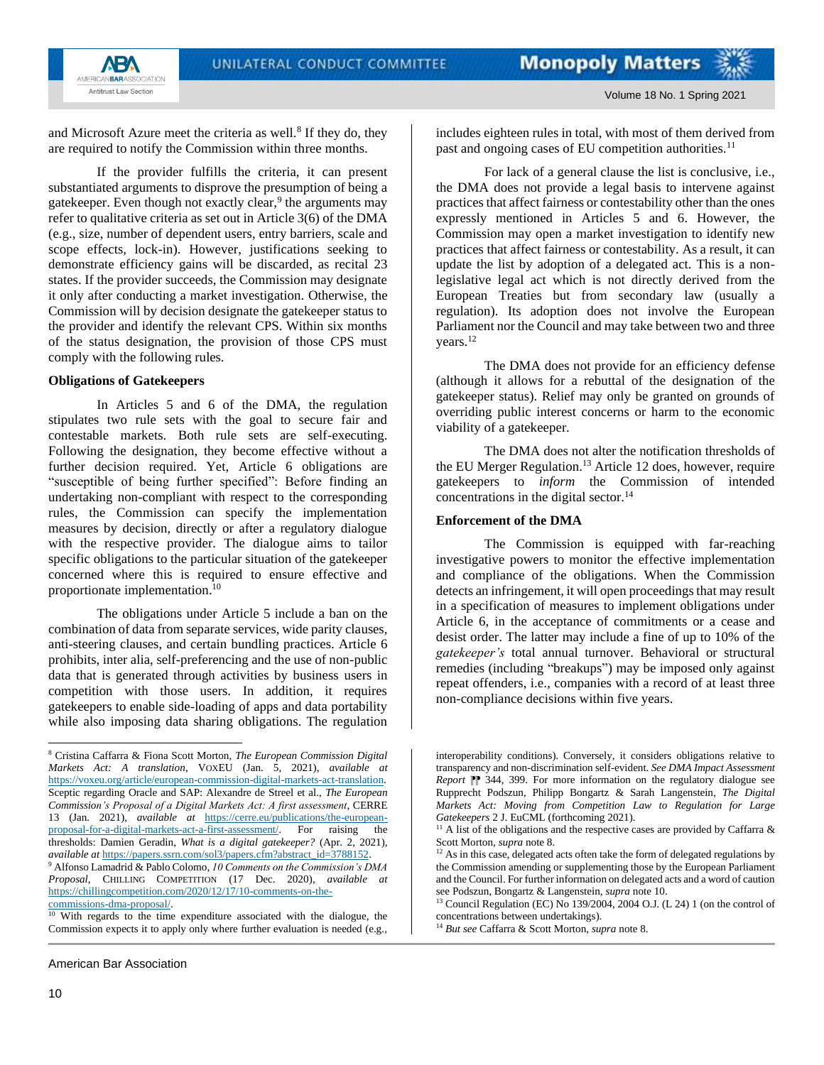and Microsoft Azure meet the criteria as well.[8] If they do, they are required to notify the Commission within three months.

If the provider fulfills the criteria, it can present substantiated arguments to disprove the presumption of being a gatekeeper. Even though not exactly clear,[9] the arguments may refer to qualitative criteria as set out in Article 3(6) of the DMA (e.g., size, number of dependent users, entry barriers, scale and scope effects, lock-in). However, justifications seeking to demonstrate efficiency gains will be discarded, as recital 23 states. If the provider succeeds, the Commission may designate it only after conducting a market investigation. Otherwise, the Commission will by decision designate the gatekeeper status to the provider and identify the relevant CPS. Within six months of the status designation, the provision of those CPS must comply with the following rules.

**Obligations of Gatekeepers**

In Articles 5 and 6 of the DMA, the regulation stipulates two rule sets with the goal to secure fair and contestable markets. Both rule sets are self-executing. Following the designation, they become effective without a further decision required. Yet, Article 6 obligations are "susceptible of being further specified": Before finding an undertaking non-compliant with respect to the corresponding rules, the Commission can specify the implementation measures by decision, directly or after a regulatory dialogue with the respective provider. The dialogue aims to tailor specific obligations to the particular situation of the gatekeeper concerned where this is required to ensure effective and proportionate implementation.[10]

The obligations under Article 5 include a ban on the combination of data from separate services, wide parity clauses, anti-steering clauses, and certain bundling practices. Article 6 prohibits, inter alia, self-preferencing and the use of non-public data that is generated through activities by business users in competition with those users. In addition, it requires gatekeepers to enable side-loading of apps and data portability while also imposing data sharing obligations. The regulation includes eighteen rules in total, with most of them derived from past and ongoing cases of EU competition authorities.[11]

For lack of a general clause the list is conclusive, i.e., the DMA does not provide a legal basis to intervene against practices that affect fairness or contestability other than the ones expressly mentioned in Articles 5 and 6. However, the Commission may open a market investigation to identify new practices that affect fairness or contestability. As a result, it can update the list by adoption of a delegated act. This is a non-legislative legal act which is not directly derived from the European Treaties but from secondary law (usually a regulation). Its adoption does not involve the European Parliament nor the Council and may take between two and three years.[12]

The DMA does not provide for an efficiency defense (although it allows for a rebuttal of the designation of the gatekeeper status). Relief may only be granted on grounds of overriding public interest concerns or harm to the economic viability of a gatekeeper.

The DMA does not alter the notification thresholds of the EU Merger Regulation.[13] Article 12 does, however, require gatekeepers to *inform* the Commission of intended concentrations in the digital sector.[14]

**Enforcement of the DMA**

The Commission is equipped with far-reaching investigative powers to monitor the effective implementation and compliance of the obligations. When the Commission detects an infringement, it will open proceedings that may result in a specification of measures to implement obligations under Article 6, in the acceptance of commitments or a cease and desist order. The latter may include a fine of up to 10% of the *gatekeeper's* total annual turnover. Behavioral or structural remedies (including "breakups") may be imposed only against repeat offenders, i.e., companies with a record of at least three non-compliance decisions within five years.

---

[8] Cristina Caffarra & Fiona Scott Morton, *The European Commission Digital Markets Act: A translation*, VOXEU (Jan. 5, 2021), *available at* https://voxeu.org/article/european-commission-digital-markets-act-translation. Sceptic regarding Oracle and SAP: Alexandre de Streel et al., *The European Commission's Proposal of a Digital Markets Act: A first assessment*, CERRE 13 (Jan. 2021), *available at* https://cerre.eu/publications/the-european-proposal-for-a-digital-markets-act-a-first-assessment/. For raising the thresholds: Damien Geradin, *What is a digital gatekeeper?* (Apr. 2, 2021), *available at* https://papers.ssrn.com/sol3/papers.cfm?abstract_id=3788152.

[9] Alfonso Lamadrid & Pablo Colomo, *10 Comments on the Commission's DMA Proposal*, CHILLING COMPETITION (17 Dec. 2020), *available at* https://chillingcompetition.com/2020/12/17/10-comments-on-the-commissions-dma-proposal/.

[10] With regards to the time expenditure associated with the dialogue, the Commission expects it to apply only where further evaluation is needed (e.g., interoperability conditions). Conversely, it considers obligations relative to transparency and non-discrimination self-evident. *See DMA Impact Assessment Report* ¶¶ 344, 399. For more information on the regulatory dialogue see Rupprecht Podszun, Philipp Bongartz & Sarah Langenstein, *The Digital Markets Act: Moving from Competition Law to Regulation for Large Gatekeepers* 2 J. EuCML (forthcoming 2021).

[11] A list of the obligations and the respective cases are provided by Caffarra & Scott Morton, *supra* note 8.

[12] As in this case, delegated acts often take the form of delegated regulations by the Commission amending or supplementing those by the European Parliament and the Council. For further information on delegated acts and a word of caution see Podszun, Bongartz & Langenstein, *supra* note 10.

[13] Council Regulation (EC) No 139/2004, 2004 O.J. (L 24) 1 (on the control of concentrations between undertakings).

[14] *But see* Caffarra & Scott Morton, *supra* note 8.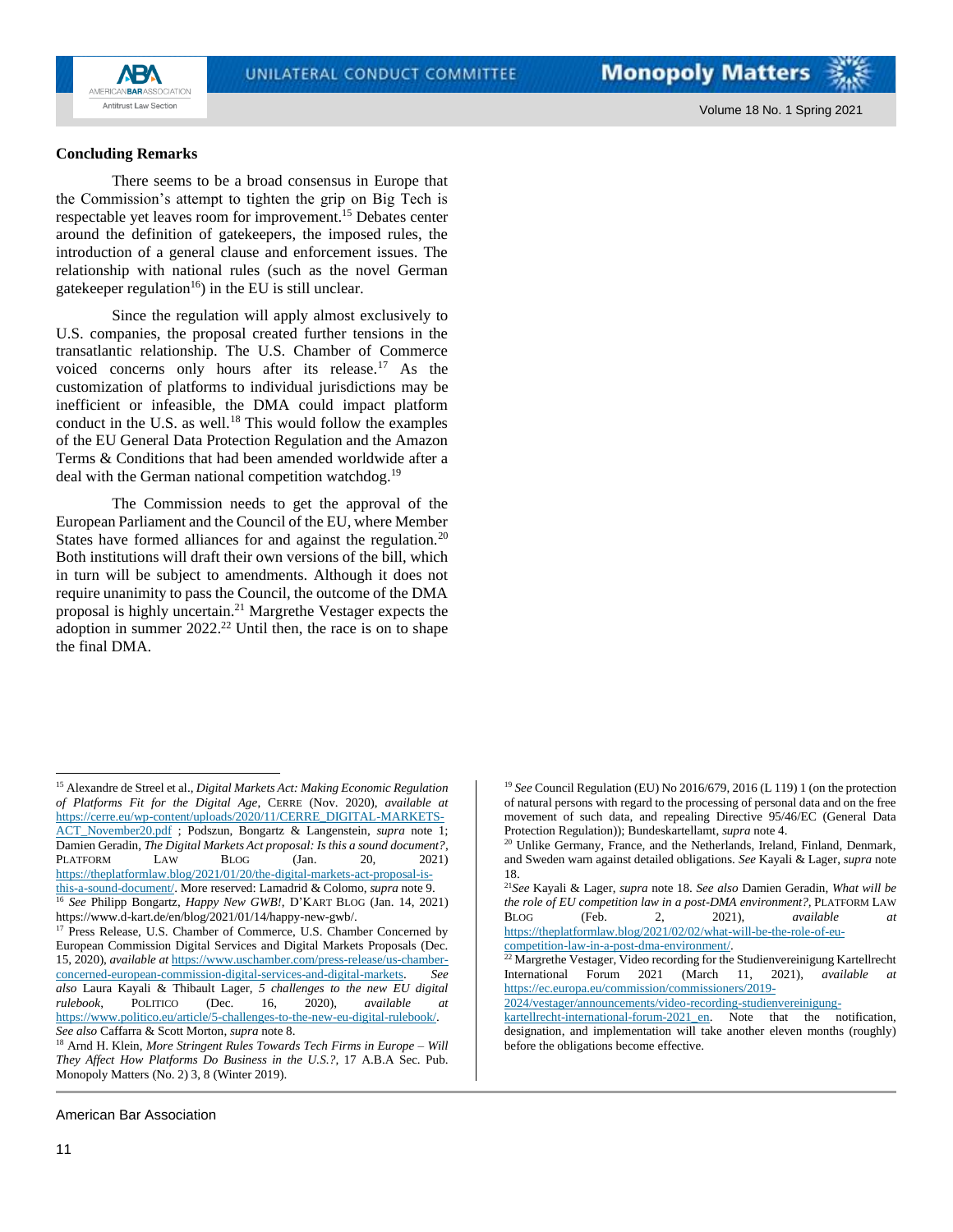### Concluding Remarks

There seems to be a broad consensus in Europe that the Commission's attempt to tighten the grip on Big Tech is respectable yet leaves room for improvement.[15] Debates center around the definition of gatekeepers, the imposed rules, the introduction of a general clause and enforcement issues. The relationship with national rules (such as the novel German gatekeeper regulation[16]) in the EU is still unclear.

Since the regulation will apply almost exclusively to U.S. companies, the proposal created further tensions in the transatlantic relationship. The U.S. Chamber of Commerce voiced concerns only hours after its release.[17] As the customization of platforms to individual jurisdictions may be inefficient or infeasible, the DMA could impact platform conduct in the U.S. as well.[18] This would follow the examples of the EU General Data Protection Regulation and the Amazon Terms & Conditions that had been amended worldwide after a deal with the German national competition watchdog.[19]

The Commission needs to get the approval of the European Parliament and the Council of the EU, where Member States have formed alliances for and against the regulation.[20] Both institutions will draft their own versions of the bill, which in turn will be subject to amendments. Although it does not require unanimity to pass the Council, the outcome of the DMA proposal is highly uncertain.[21] Margrethe Vestager expects the adoption in summer 2022.[22] Until then, the race is on to shape the final DMA.

---

[15] Alexandre de Streel et al., *Digital Markets Act: Making Economic Regulation of Platforms Fit for the Digital Age*, CERRE (Nov. 2020), *available at* https://cerre.eu/wp-content/uploads/2020/11/CERRE_DIGITAL-MARKETS-ACT_November20.pdf ; Podszun, Bongartz & Langenstein, *supra* note 1; Damien Geradin, *The Digital Markets Act proposal: Is this a sound document?*, PLATFORM LAW BLOG (Jan. 20, 2021) https://theplatformlaw.blog/2021/01/20/the-digital-markets-act-proposal-is-this-a-sound-document/. More reserved: Lamadrid & Colomo, *supra* note 9.

[16] *See* Philipp Bongartz, *Happy New GWB!*, D'KART BLOG (Jan. 14, 2021) https://www.d-kart.de/en/blog/2021/01/14/happy-new-gwb/.

[17] Press Release, U.S. Chamber of Commerce, U.S. Chamber Concerned by European Commission Digital Services and Digital Markets Proposals (Dec. 15, 2020), *available at* https://www.uschamber.com/press-release/us-chamber-concerned-european-commission-digital-services-and-digital-markets. *See also* Laura Kayali & Thibault Lager, *5 challenges to the new EU digital rulebook*, POLITICO (Dec. 16, 2020), *available at* https://www.politico.eu/article/5-challenges-to-the-new-eu-digital-rulebook/. *See also* Caffarra & Scott Morton, *supra* note 8.

[18] Arnd H. Klein, *More Stringent Rules Towards Tech Firms in Europe – Will They Affect How Platforms Do Business in the U.S.?*, 17 A.B.A Sec. Pub. Monopoly Matters (No. 2) 3, 8 (Winter 2019).

[19] *See* Council Regulation (EU) No 2016/679, 2016 (L 119) 1 (on the protection of natural persons with regard to the processing of personal data and on the free movement of such data, and repealing Directive 95/46/EC (General Data Protection Regulation)); Bundeskartellamt, *supra* note 4.

[20] Unlike Germany, France, and the Netherlands, Ireland, Finland, Denmark, and Sweden warn against detailed obligations. *See* Kayali & Lager, *supra* note 18.

[21] *See* Kayali & Lager, *supra* note 18. *See also* Damien Geradin, *What will be the role of EU competition law in a post-DMA environment?*, PLATFORM LAW BLOG (Feb. 2, 2021), *available at* https://theplatformlaw.blog/2021/02/02/what-will-be-the-role-of-eu-competition-law-in-a-post-dma-environment/.

[22] Margrethe Vestager, Video recording for the Studienvereinigung Kartellrecht International Forum 2021 (March 11, 2021), *available at* https://ec.europa.eu/commission/commissioners/2019-2024/vestager/announcements/video-recording-studienvereinigung-kartellrecht-international-forum-2021_en. Note that the notification, designation, and implementation will take another eleven months (roughly) before the obligations become effective.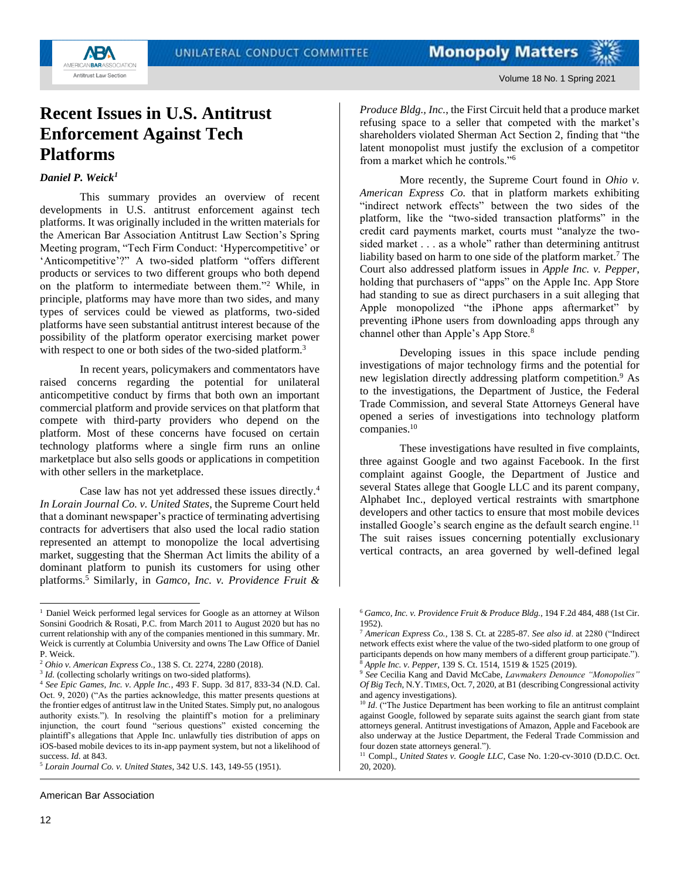# Recent Issues in U.S. Antitrust Enforcement Against Tech Platforms

***Daniel P. Weick[1]***

This summary provides an overview of recent developments in U.S. antitrust enforcement against tech platforms. It was originally included in the written materials for the American Bar Association Antitrust Law Section's Spring Meeting program, "Tech Firm Conduct: 'Hypercompetitive' or 'Anticompetitive'?" A two-sided platform "offers different products or services to two different groups who both depend on the platform to intermediate between them."[2] While, in principle, platforms may have more than two sides, and many types of services could be viewed as platforms, two-sided platforms have seen substantial antitrust interest because of the possibility of the platform operator exercising market power with respect to one or both sides of the two-sided platform.[3]

In recent years, policymakers and commentators have raised concerns regarding the potential for unilateral anticompetitive conduct by firms that both own an important commercial platform and provide services on that platform that compete with third-party providers who depend on the platform. Most of these concerns have focused on certain technology platforms where a single firm runs an online marketplace but also sells goods or applications in competition with other sellers in the marketplace.

Case law has not yet addressed these issues directly.[4] *In Lorain Journal Co. v. United States*, the Supreme Court held that a dominant newspaper's practice of terminating advertising contracts for advertisers that also used the local radio station represented an attempt to monopolize the local advertising market, suggesting that the Sherman Act limits the ability of a dominant platform to punish its customers for using other platforms.[5] Similarly, in *Gamco, Inc. v. Providence Fruit & Produce Bldg., Inc.*, the First Circuit held that a produce market refusing space to a seller that competed with the market's shareholders violated Sherman Act Section 2, finding that "the latent monopolist must justify the exclusion of a competitor from a market which he controls."[6]

More recently, the Supreme Court found in *Ohio v. American Express Co.* that in platform markets exhibiting "indirect network effects" between the two sides of the platform, like the "two-sided transaction platforms" in the credit card payments market, courts must "analyze the two-sided market . . . as a whole" rather than determining antitrust liability based on harm to one side of the platform market.[7] The Court also addressed platform issues in *Apple Inc. v. Pepper*, holding that purchasers of "apps" on the Apple Inc. App Store had standing to sue as direct purchasers in a suit alleging that Apple monopolized "the iPhone apps aftermarket" by preventing iPhone users from downloading apps through any channel other than Apple's App Store.[8]

Developing issues in this space include pending investigations of major technology firms and the potential for new legislation directly addressing platform competition.[9] As to the investigations, the Department of Justice, the Federal Trade Commission, and several State Attorneys General have opened a series of investigations into technology platform companies.[10]

These investigations have resulted in five complaints, three against Google and two against Facebook. In the first complaint against Google, the Department of Justice and several States allege that Google LLC and its parent company, Alphabet Inc., deployed vertical restraints with smartphone developers and other tactics to ensure that most mobile devices installed Google's search engine as the default search engine.[11] The suit raises issues concerning potentially exclusionary vertical contracts, an area governed by well-defined legal

---

[1] Daniel Weick performed legal services for Google as an attorney at Wilson Sonsini Goodrich & Rosati, P.C. from March 2011 to August 2020 but has no current relationship with any of the companies mentioned in this summary. Mr. Weick is currently at Columbia University and owns The Law Office of Daniel P. Weick.

[2] *Ohio v. American Express Co*., 138 S. Ct. 2274, 2280 (2018).

[3] *Id.* (collecting scholarly writings on two-sided platforms).

[4] *See Epic Games, Inc. v. Apple Inc.*, 493 F. Supp. 3d 817, 833-34 (N.D. Cal. Oct. 9, 2020) ("As the parties acknowledge, this matter presents questions at the frontier edges of antitrust law in the United States. Simply put, no analogous authority exists."). In resolving the plaintiff's motion for a preliminary injunction, the court found "serious questions" existed concerning the plaintiff's allegations that Apple Inc. unlawfully ties distribution of apps on iOS-based mobile devices to its in-app payment system, but not a likelihood of success. *Id*. at 843.

[5] *Lorain Journal Co. v. United States*, 342 U.S. 143, 149-55 (1951).

[6] *Gamco, Inc. v. Providence Fruit & Produce Bldg.*, 194 F.2d 484, 488 (1st Cir. 1952).

[7] *American Express Co.*, 138 S. Ct. at 2285-87. *See also id*. at 2280 ("Indirect network effects exist where the value of the two-sided platform to one group of participants depends on how many members of a different group participate.").

[8] *Apple Inc. v. Pepper*, 139 S. Ct. 1514, 1519 & 1525 (2019).

[9] *See* Cecilia Kang and David McCabe, *Lawmakers Denounce "Monopolies" Of Big Tech*, N.Y. TIMES, Oct. 7, 2020, at B1 (describing Congressional activity and agency investigations).

[10] *Id*. ("The Justice Department has been working to file an antitrust complaint against Google, followed by separate suits against the search giant from state attorneys general. Antitrust investigations of Amazon, Apple and Facebook are also underway at the Justice Department, the Federal Trade Commission and four dozen state attorneys general.").

[11] Compl., *United States v. Google LLC*, Case No. 1:20-cv-3010 (D.D.C. Oct. 20, 2020).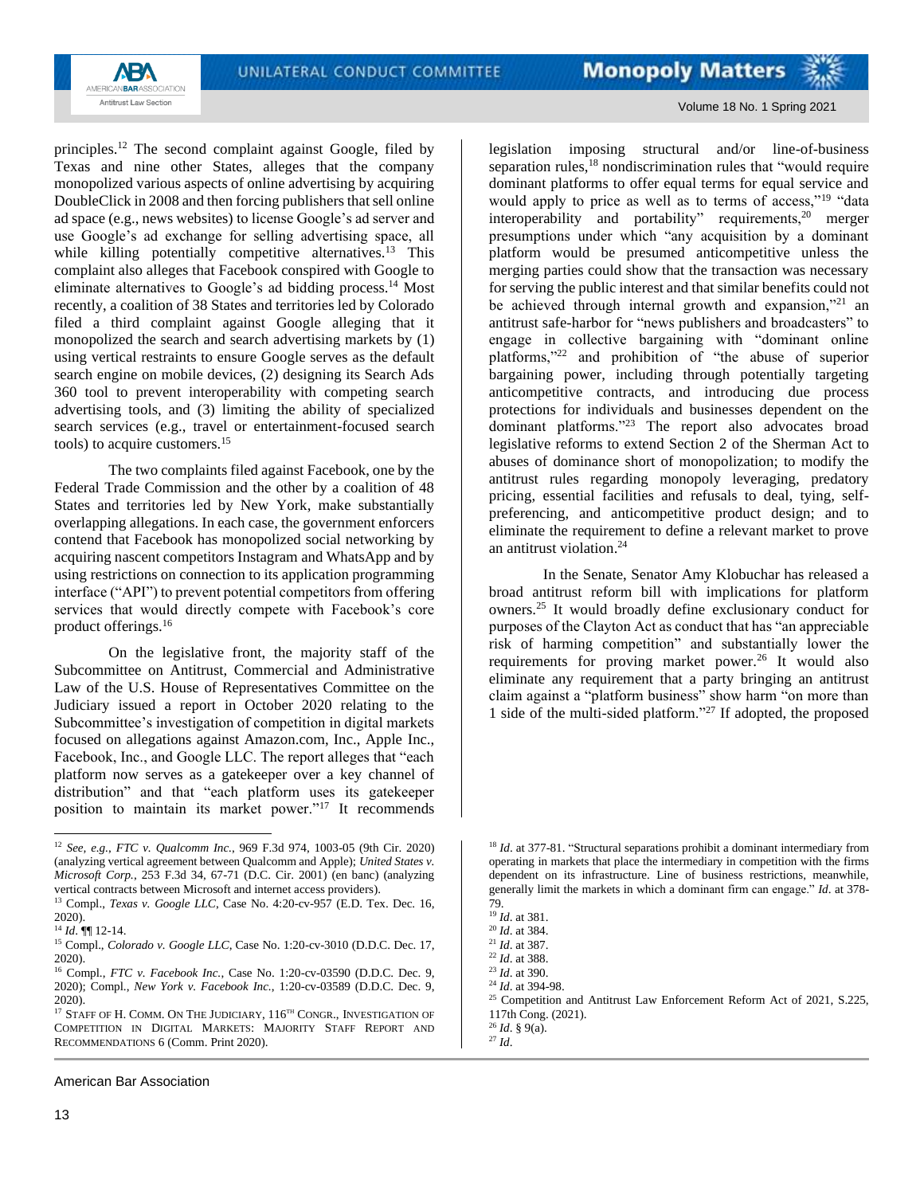principles.[12] The second complaint against Google, filed by Texas and nine other States, alleges that the company monopolized various aspects of online advertising by acquiring DoubleClick in 2008 and then forcing publishers that sell online ad space (e.g., news websites) to license Google's ad server and use Google's ad exchange for selling advertising space, all while killing potentially competitive alternatives.[13] This complaint also alleges that Facebook conspired with Google to eliminate alternatives to Google's ad bidding process.[14] Most recently, a coalition of 38 States and territories led by Colorado filed a third complaint against Google alleging that it monopolized the search and search advertising markets by (1) using vertical restraints to ensure Google serves as the default search engine on mobile devices, (2) designing its Search Ads 360 tool to prevent interoperability with competing search advertising tools, and (3) limiting the ability of specialized search services (e.g., travel or entertainment-focused search tools) to acquire customers.[15]

The two complaints filed against Facebook, one by the Federal Trade Commission and the other by a coalition of 48 States and territories led by New York, make substantially overlapping allegations. In each case, the government enforcers contend that Facebook has monopolized social networking by acquiring nascent competitors Instagram and WhatsApp and by using restrictions on connection to its application programming interface ("API") to prevent potential competitors from offering services that would directly compete with Facebook's core product offerings.[16]

On the legislative front, the majority staff of the Subcommittee on Antitrust, Commercial and Administrative Law of the U.S. House of Representatives Committee on the Judiciary issued a report in October 2020 relating to the Subcommittee's investigation of competition in digital markets focused on allegations against Amazon.com, Inc., Apple Inc., Facebook, Inc., and Google LLC. The report alleges that "each platform now serves as a gatekeeper over a key channel of distribution" and that "each platform uses its gatekeeper position to maintain its market power."[17] It recommends legislation imposing structural and/or line-of-business separation rules,[18] nondiscrimination rules that "would require dominant platforms to offer equal terms for equal service and would apply to price as well as to terms of access,"[19] "data interoperability and portability" requirements,[20] merger presumptions under which "any acquisition by a dominant platform would be presumed anticompetitive unless the merging parties could show that the transaction was necessary for serving the public interest and that similar benefits could not be achieved through internal growth and expansion,"[21] an antitrust safe-harbor for "news publishers and broadcasters" to engage in collective bargaining with "dominant online platforms,"[22] and prohibition of "the abuse of superior bargaining power, including through potentially targeting anticompetitive contracts, and introducing due process protections for individuals and businesses dependent on the dominant platforms."[23] The report also advocates broad legislative reforms to extend Section 2 of the Sherman Act to abuses of dominance short of monopolization; to modify the antitrust rules regarding monopoly leveraging, predatory pricing, essential facilities and refusals to deal, tying, self-preferencing, and anticompetitive product design; and to eliminate the requirement to define a relevant market to prove an antitrust violation.[24]

In the Senate, Senator Amy Klobuchar has released a broad antitrust reform bill with implications for platform owners.[25] It would broadly define exclusionary conduct for purposes of the Clayton Act as conduct that has "an appreciable risk of harming competition" and substantially lower the requirements for proving market power.[26] It would also eliminate any requirement that a party bringing an antitrust claim against a "platform business" show harm "on more than 1 side of the multi-sided platform."[27] If adopted, the proposed

---

[12] *See, e.g., FTC v. Qualcomm Inc.*, 969 F.3d 974, 1003-05 (9th Cir. 2020) (analyzing vertical agreement between Qualcomm and Apple); *United States v. Microsoft Corp.*, 253 F.3d 34, 67-71 (D.C. Cir. 2001) (en banc) (analyzing vertical contracts between Microsoft and internet access providers).

[13] Compl., *Texas v. Google LLC*, Case No. 4:20-cv-957 (E.D. Tex. Dec. 16, 2020).

[14] *Id*. ¶¶ 12-14.

[15] Compl., *Colorado v. Google LLC*, Case No. 1:20-cv-3010 (D.D.C. Dec. 17, 2020).

[16] Compl., *FTC v. Facebook Inc.*, Case No. 1:20-cv-03590 (D.D.C. Dec. 9, 2020); Compl., *New York v. Facebook Inc.*, 1:20-cv-03589 (D.D.C. Dec. 9, 2020).

[17] STAFF OF H. COMM. ON THE JUDICIARY, 116TH CONGR., INVESTIGATION OF COMPETITION IN DIGITAL MARKETS: MAJORITY STAFF REPORT AND RECOMMENDATIONS 6 (Comm. Print 2020).

[18] *Id*. at 377-81. "Structural separations prohibit a dominant intermediary from operating in markets that place the intermediary in competition with the firms dependent on its infrastructure. Line of business restrictions, meanwhile, generally limit the markets in which a dominant firm can engage." *Id*. at 378-79.

[19] *Id*. at 381.

[20] *Id*. at 384.

[21] *Id*. at 387.

[22] *Id*. at 388.

[23] *Id*. at 390.

[24] *Id*. at 394-98.

[25] Competition and Antitrust Law Enforcement Reform Act of 2021, S.225, 117th Cong. (2021).

[26] *Id*. § 9(a).

[27] *Id*.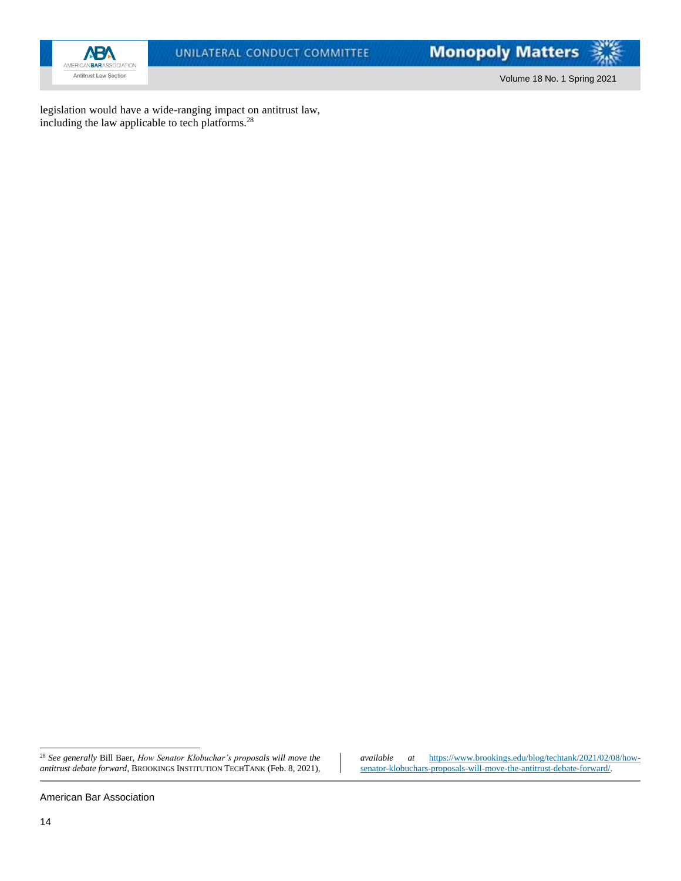legislation would have a wide-ranging impact on antitrust law, including the law applicable to tech platforms.[28]

---

[28] *See generally* Bill Baer, *How Senator Klobuchar's proposals will move the antitrust debate forward*, BROOKINGS INSTITUTION TECHTANK (Feb. 8, 2021), *available at* https://www.brookings.edu/blog/techtank/2021/02/08/how-senator-klobuchars-proposals-will-move-the-antitrust-debate-forward/.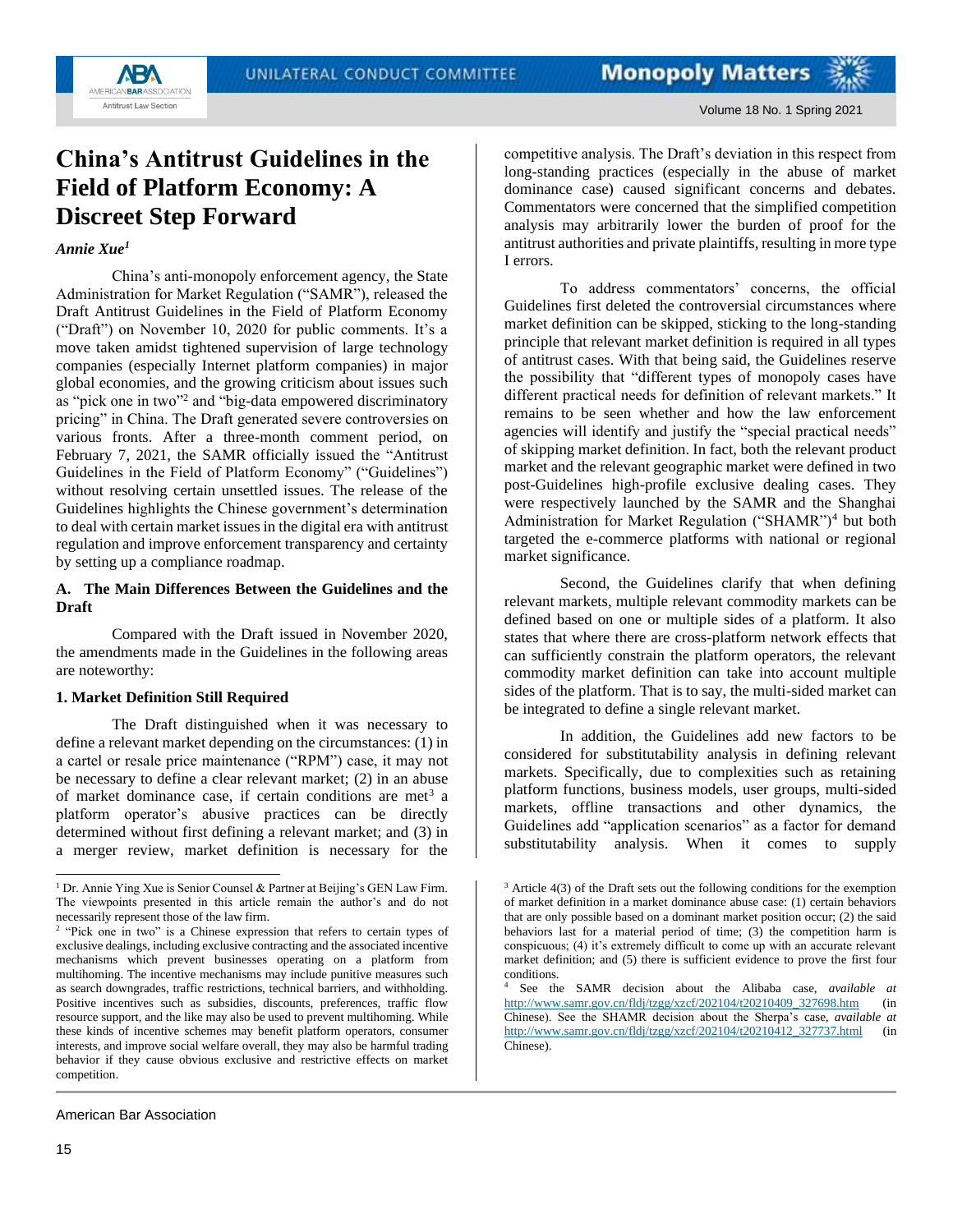# China's Antitrust Guidelines in the Field of Platform Economy: A Discreet Step Forward

*Annie Xue[1]*

China's anti-monopoly enforcement agency, the State Administration for Market Regulation ("SAMR"), released the Draft Antitrust Guidelines in the Field of Platform Economy ("Draft") on November 10, 2020 for public comments. It's a move taken amidst tightened supervision of large technology companies (especially Internet platform companies) in major global economies, and the growing criticism about issues such as "pick one in two"[2] and "big-data empowered discriminatory pricing" in China. The Draft generated severe controversies on various fronts. After a three-month comment period, on February 7, 2021, the SAMR officially issued the "Antitrust Guidelines in the Field of Platform Economy" ("Guidelines") without resolving certain unsettled issues. The release of the Guidelines highlights the Chinese government's determination to deal with certain market issues in the digital era with antitrust regulation and improve enforcement transparency and certainty by setting up a compliance roadmap.

## A. The Main Differences Between the Guidelines and the Draft

Compared with the Draft issued in November 2020, the amendments made in the Guidelines in the following areas are noteworthy:

### 1. Market Definition Still Required

The Draft distinguished when it was necessary to define a relevant market depending on the circumstances: (1) in a cartel or resale price maintenance ("RPM") case, it may not be necessary to define a clear relevant market; (2) in an abuse of market dominance case, if certain conditions are met[3] a platform operator's abusive practices can be directly determined without first defining a relevant market; and (3) in a merger review, market definition is necessary for the competitive analysis. The Draft's deviation in this respect from long-standing practices (especially in the abuse of market dominance case) caused significant concerns and debates. Commentators were concerned that the simplified competition analysis may arbitrarily lower the burden of proof for the antitrust authorities and private plaintiffs, resulting in more type I errors.

To address commentators' concerns, the official Guidelines first deleted the controversial circumstances where market definition can be skipped, sticking to the long-standing principle that relevant market definition is required in all types of antitrust cases. With that being said, the Guidelines reserve the possibility that "different types of monopoly cases have different practical needs for definition of relevant markets." It remains to be seen whether and how the law enforcement agencies will identify and justify the "special practical needs" of skipping market definition. In fact, both the relevant product market and the relevant geographic market were defined in two post-Guidelines high-profile exclusive dealing cases. They were respectively launched by the SAMR and the Shanghai Administration for Market Regulation ("SHAMR")[4] but both targeted the e-commerce platforms with national or regional market significance.

Second, the Guidelines clarify that when defining relevant markets, multiple relevant commodity markets can be defined based on one or multiple sides of a platform. It also states that where there are cross-platform network effects that can sufficiently constrain the platform operators, the relevant commodity market definition can take into account multiple sides of the platform. That is to say, the multi-sided market can be integrated to define a single relevant market.

In addition, the Guidelines add new factors to be considered for substitutability analysis in defining relevant markets. Specifically, due to complexities such as retaining platform functions, business models, user groups, multi-sided markets, offline transactions and other dynamics, the Guidelines add "application scenarios" as a factor for demand substitutability analysis. When it comes to supply

---

[1] Dr. Annie Ying Xue is Senior Counsel & Partner at Beijing's GEN Law Firm. The viewpoints presented in this article remain the author's and do not necessarily represent those of the law firm.

[2] "Pick one in two" is a Chinese expression that refers to certain types of exclusive dealings, including exclusive contracting and the associated incentive mechanisms which prevent businesses operating on a platform from multihoming. The incentive mechanisms may include punitive measures such as search downgrades, traffic restrictions, technical barriers, and withholding. Positive incentives such as subsidies, discounts, preferences, traffic flow resource support, and the like may also be used to prevent multihoming. While these kinds of incentive schemes may benefit platform operators, consumer interests, and improve social welfare overall, they may also be harmful trading behavior if they cause obvious exclusive and restrictive effects on market competition.

[3] Article 4(3) of the Draft sets out the following conditions for the exemption of market definition in a market dominance abuse case: (1) certain behaviors that are only possible based on a dominant market position occur; (2) the said behaviors last for a material period of time; (3) the competition harm is conspicuous; (4) it's extremely difficult to come up with an accurate relevant market definition; and (5) there is sufficient evidence to prove the first four conditions.

[4] See the SAMR decision about the Alibaba case, *available at* http://www.samr.gov.cn/fldj/tzgg/xzcf/202104/t20210409_327698.htm (in Chinese). See the SHAMR decision about the Sherpa's case, *available at* http://www.samr.gov.cn/fldj/tzgg/xzcf/202104/t20210412_327737.html (in Chinese).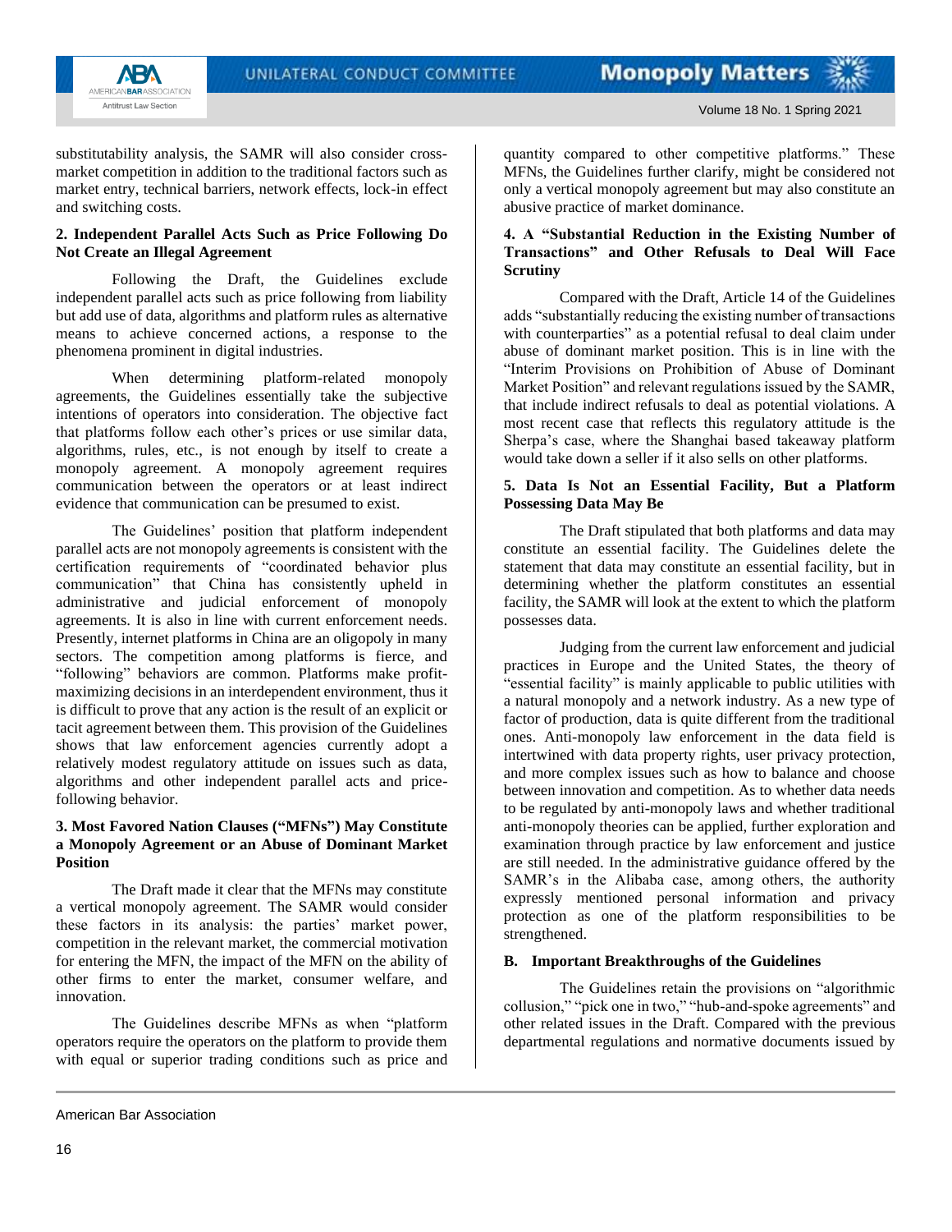substitutability analysis, the SAMR will also consider cross-market competition in addition to the traditional factors such as market entry, technical barriers, network effects, lock-in effect and switching costs.

**2. Independent Parallel Acts Such as Price Following Do Not Create an Illegal Agreement**

Following the Draft, the Guidelines exclude independent parallel acts such as price following from liability but add use of data, algorithms and platform rules as alternative means to achieve concerned actions, a response to the phenomena prominent in digital industries.

When determining platform-related monopoly agreements, the Guidelines essentially take the subjective intentions of operators into consideration. The objective fact that platforms follow each other's prices or use similar data, algorithms, rules, etc., is not enough by itself to create a monopoly agreement. A monopoly agreement requires communication between the operators or at least indirect evidence that communication can be presumed to exist.

The Guidelines' position that platform independent parallel acts are not monopoly agreements is consistent with the certification requirements of "coordinated behavior plus communication" that China has consistently upheld in administrative and judicial enforcement of monopoly agreements. It is also in line with current enforcement needs. Presently, internet platforms in China are an oligopoly in many sectors. The competition among platforms is fierce, and "following" behaviors are common. Platforms make profit-maximizing decisions in an interdependent environment, thus it is difficult to prove that any action is the result of an explicit or tacit agreement between them. This provision of the Guidelines shows that law enforcement agencies currently adopt a relatively modest regulatory attitude on issues such as data, algorithms and other independent parallel acts and price-following behavior.

**3. Most Favored Nation Clauses ("MFNs") May Constitute a Monopoly Agreement or an Abuse of Dominant Market Position**

The Draft made it clear that the MFNs may constitute a vertical monopoly agreement. The SAMR would consider these factors in its analysis: the parties' market power, competition in the relevant market, the commercial motivation for entering the MFN, the impact of the MFN on the ability of other firms to enter the market, consumer welfare, and innovation.

The Guidelines describe MFNs as when "platform operators require the operators on the platform to provide them with equal or superior trading conditions such as price and quantity compared to other competitive platforms." These MFNs, the Guidelines further clarify, might be considered not only a vertical monopoly agreement but may also constitute an abusive practice of market dominance.

**4. A "Substantial Reduction in the Existing Number of Transactions" and Other Refusals to Deal Will Face Scrutiny**

Compared with the Draft, Article 14 of the Guidelines adds "substantially reducing the existing number of transactions with counterparties" as a potential refusal to deal claim under abuse of dominant market position. This is in line with the "Interim Provisions on Prohibition of Abuse of Dominant Market Position" and relevant regulations issued by the SAMR, that include indirect refusals to deal as potential violations. A most recent case that reflects this regulatory attitude is the Sherpa's case, where the Shanghai based takeaway platform would take down a seller if it also sells on other platforms.

**5. Data Is Not an Essential Facility, But a Platform Possessing Data May Be**

The Draft stipulated that both platforms and data may constitute an essential facility. The Guidelines delete the statement that data may constitute an essential facility, but in determining whether the platform constitutes an essential facility, the SAMR will look at the extent to which the platform possesses data.

Judging from the current law enforcement and judicial practices in Europe and the United States, the theory of "essential facility" is mainly applicable to public utilities with a natural monopoly and a network industry. As a new type of factor of production, data is quite different from the traditional ones. Anti-monopoly law enforcement in the data field is intertwined with data property rights, user privacy protection, and more complex issues such as how to balance and choose between innovation and competition. As to whether data needs to be regulated by anti-monopoly laws and whether traditional anti-monopoly theories can be applied, further exploration and examination through practice by law enforcement and justice are still needed. In the administrative guidance offered by the SAMR's in the Alibaba case, among others, the authority expressly mentioned personal information and privacy protection as one of the platform responsibilities to be strengthened.

**B. Important Breakthroughs of the Guidelines**

The Guidelines retain the provisions on "algorithmic collusion," "pick one in two," "hub-and-spoke agreements" and other related issues in the Draft. Compared with the previous departmental regulations and normative documents issued by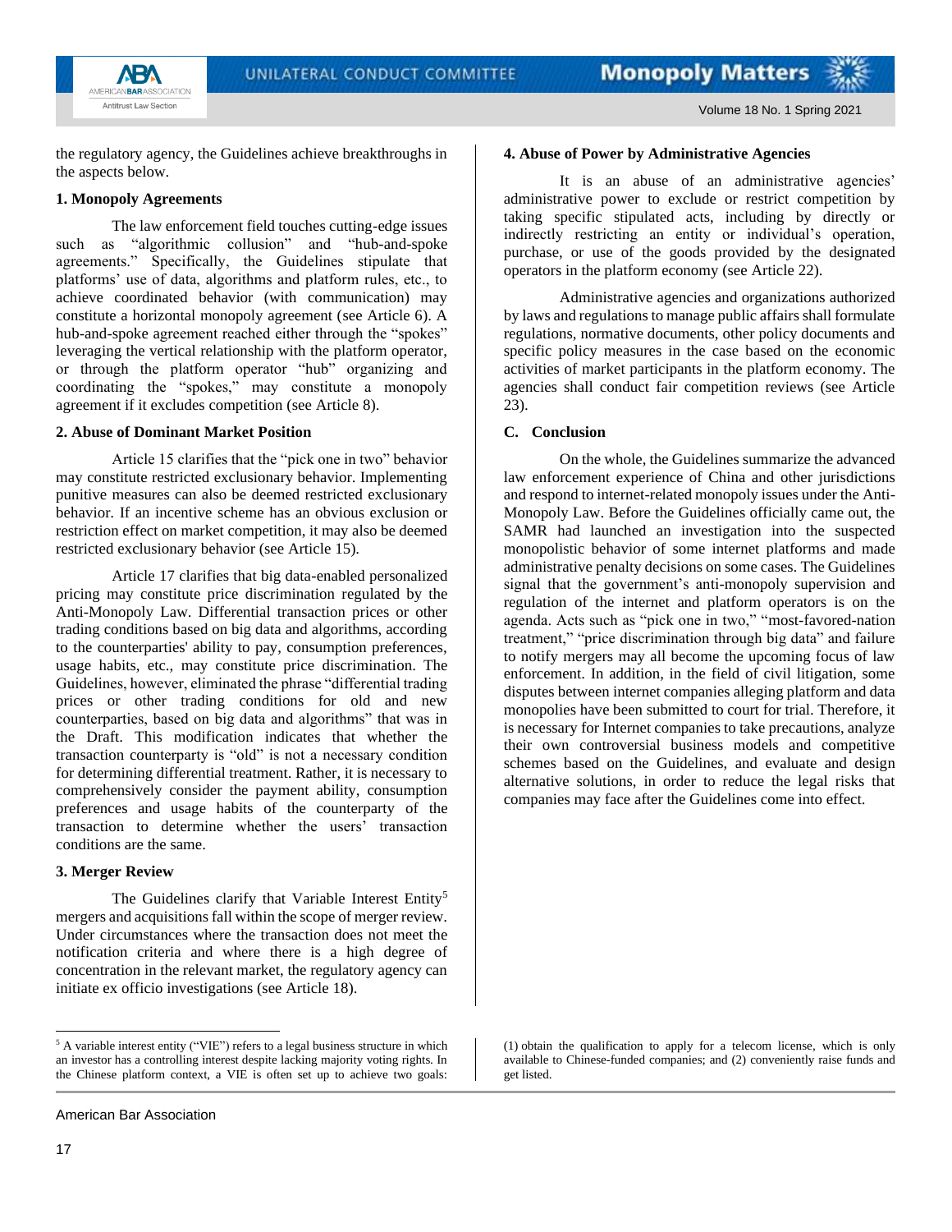the regulatory agency, the Guidelines achieve breakthroughs in the aspects below.

#### 1. Monopoly Agreements

The law enforcement field touches cutting-edge issues such as "algorithmic collusion" and "hub-and-spoke agreements." Specifically, the Guidelines stipulate that platforms' use of data, algorithms and platform rules, etc., to achieve coordinated behavior (with communication) may constitute a horizontal monopoly agreement (see Article 6). A hub-and-spoke agreement reached either through the "spokes" leveraging the vertical relationship with the platform operator, or through the platform operator "hub" organizing and coordinating the "spokes," may constitute a monopoly agreement if it excludes competition (see Article 8).

#### 2. Abuse of Dominant Market Position

Article 15 clarifies that the "pick one in two" behavior may constitute restricted exclusionary behavior. Implementing punitive measures can also be deemed restricted exclusionary behavior. If an incentive scheme has an obvious exclusion or restriction effect on market competition, it may also be deemed restricted exclusionary behavior (see Article 15).

Article 17 clarifies that big data-enabled personalized pricing may constitute price discrimination regulated by the Anti-Monopoly Law. Differential transaction prices or other trading conditions based on big data and algorithms, according to the counterparties' ability to pay, consumption preferences, usage habits, etc., may constitute price discrimination. The Guidelines, however, eliminated the phrase "differential trading prices or other trading conditions for old and new counterparties, based on big data and algorithms" that was in the Draft. This modification indicates that whether the transaction counterparty is "old" is not a necessary condition for determining differential treatment. Rather, it is necessary to comprehensively consider the payment ability, consumption preferences and usage habits of the counterparty of the transaction to determine whether the users' transaction conditions are the same.

#### 3. Merger Review

The Guidelines clarify that Variable Interest Entity[5] mergers and acquisitions fall within the scope of merger review. Under circumstances where the transaction does not meet the notification criteria and where there is a high degree of concentration in the relevant market, the regulatory agency can initiate ex officio investigations (see Article 18).

#### 4. Abuse of Power by Administrative Agencies

It is an abuse of an administrative agencies' administrative power to exclude or restrict competition by taking specific stipulated acts, including by directly or indirectly restricting an entity or individual's operation, purchase, or use of the goods provided by the designated operators in the platform economy (see Article 22).

Administrative agencies and organizations authorized by laws and regulations to manage public affairs shall formulate regulations, normative documents, other policy documents and specific policy measures in the case based on the economic activities of market participants in the platform economy. The agencies shall conduct fair competition reviews (see Article 23).

### C. Conclusion

On the whole, the Guidelines summarize the advanced law enforcement experience of China and other jurisdictions and respond to internet-related monopoly issues under the Anti-Monopoly Law. Before the Guidelines officially came out, the SAMR had launched an investigation into the suspected monopolistic behavior of some internet platforms and made administrative penalty decisions on some cases. The Guidelines signal that the government's anti-monopoly supervision and regulation of the internet and platform operators is on the agenda. Acts such as "pick one in two," "most-favored-nation treatment," "price discrimination through big data" and failure to notify mergers may all become the upcoming focus of law enforcement. In addition, in the field of civil litigation, some disputes between internet companies alleging platform and data monopolies have been submitted to court for trial. Therefore, it is necessary for Internet companies to take precautions, analyze their own controversial business models and competitive schemes based on the Guidelines, and evaluate and design alternative solutions, in order to reduce the legal risks that companies may face after the Guidelines come into effect.

---

[5] A variable interest entity ("VIE") refers to a legal business structure in which an investor has a controlling interest despite lacking majority voting rights. In the Chinese platform context, a VIE is often set up to achieve two goals: (1) obtain the qualification to apply for a telecom license, which is only available to Chinese-funded companies; and (2) conveniently raise funds and get listed.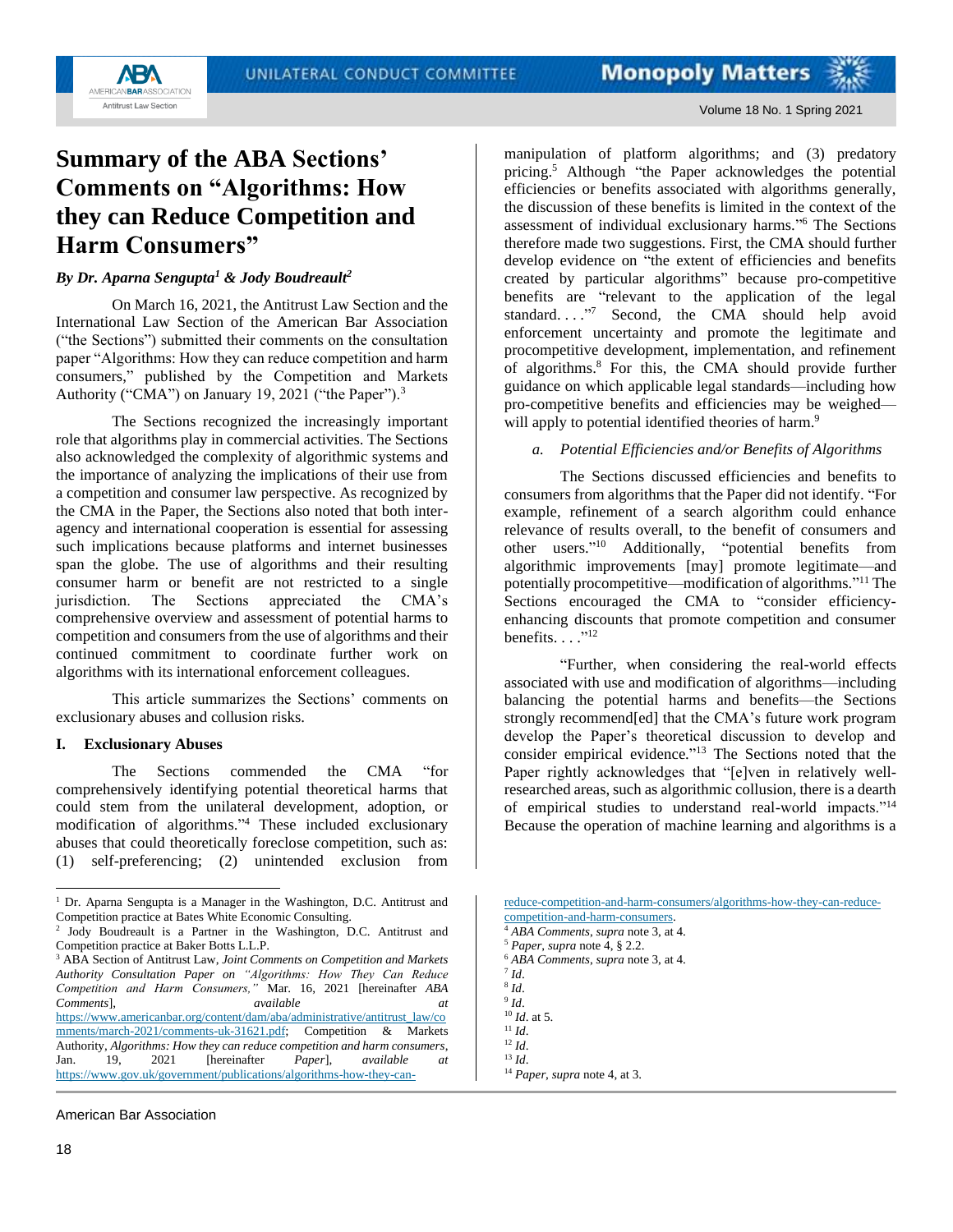# Summary of the ABA Sections' Comments on "Algorithms: How they can Reduce Competition and Harm Consumers"

*By Dr. Aparna Sengupta[1] & Jody Boudreault[2]*

On March 16, 2021, the Antitrust Law Section and the International Law Section of the American Bar Association ("the Sections") submitted their comments on the consultation paper "Algorithms: How they can reduce competition and harm consumers," published by the Competition and Markets Authority ("CMA") on January 19, 2021 ("the Paper").[3]

The Sections recognized the increasingly important role that algorithms play in commercial activities. The Sections also acknowledged the complexity of algorithmic systems and the importance of analyzing the implications of their use from a competition and consumer law perspective. As recognized by the CMA in the Paper, the Sections also noted that both inter-agency and international cooperation is essential for assessing such implications because platforms and internet businesses span the globe. The use of algorithms and their resulting consumer harm or benefit are not restricted to a single jurisdiction. The Sections appreciated the CMA's comprehensive overview and assessment of potential harms to competition and consumers from the use of algorithms and their continued commitment to coordinate further work on algorithms with its international enforcement colleagues.

This article summarizes the Sections' comments on exclusionary abuses and collusion risks.

## I. Exclusionary Abuses

The Sections commended the CMA "for comprehensively identifying potential theoretical harms that could stem from the unilateral development, adoption, or modification of algorithms."[4] These included exclusionary abuses that could theoretically foreclose competition, such as: (1) self-preferencing; (2) unintended exclusion from manipulation of platform algorithms; and (3) predatory pricing.[5] Although "the Paper acknowledges the potential efficiencies or benefits associated with algorithms generally, the discussion of these benefits is limited in the context of the assessment of individual exclusionary harms."[6] The Sections therefore made two suggestions. First, the CMA should further develop evidence on "the extent of efficiencies or benefits created by particular algorithms" because pro-competitive benefits are "relevant to the application of the legal standard. . . ."[7] Second, the CMA should help avoid enforcement uncertainty and promote the legitimate and procompetitive development, implementation, and refinement of algorithms.[8] For this, the CMA should provide further guidance on which applicable legal standards—including how pro-competitive benefits and efficiencies may be weighed—will apply to potential identified theories of harm.[9]

### *a. Potential Efficiencies and/or Benefits of Algorithms*

The Sections discussed efficiencies and benefits to consumers from algorithms that the Paper did not identify. "For example, refinement of a search algorithm could enhance relevance of results overall, to the benefit of consumers and other users."[10] Additionally, "potential benefits from algorithmic improvements [may] promote legitimate—and potentially procompetitive—modification of algorithms."[11] The Sections encouraged the CMA to "consider efficiency-enhancing discounts that promote competition and consumer benefits. . . ."[12]

"Further, when considering the real-world effects associated with use and modification of algorithms—including balancing the potential harms and benefits—the Sections strongly recommend[ed] that the CMA's future work program develop the Paper's theoretical discussion to develop and consider empirical evidence."[13] The Sections noted that the Paper rightly acknowledges that "[e]ven in relatively well-researched areas, such as algorithmic collusion, there is a dearth of empirical studies to understand real-world impacts."[14] Because the operation of machine learning and algorithms is a

---

[1] Dr. Aparna Sengupta is a Manager in the Washington, D.C. Antitrust and Competition practice at Bates White Economic Consulting.

[2] Jody Boudreault is a Partner in the Washington, D.C. Antitrust and Competition practice at Baker Botts L.L.P.

[3] ABA Section of Antitrust Law, *Joint Comments on Competition and Markets Authority Consultation Paper on "Algorithms: How They Can Reduce Competition and Harm Consumers,"* Mar. 16, 2021 [hereinafter *ABA Comments*], *available at* https://www.americanbar.org/content/dam/aba/administrative/antitrust_law/comments/march-2021/comments-uk-31621.pdf; Competition & Markets Authority, *Algorithms: How they can reduce competition and harm consumers*, Jan. 19, 2021 [hereinafter *Paper*], *available at* https://www.gov.uk/government/publications/algorithms-how-they-can-reduce-competition-and-harm-consumers/algorithms-how-they-can-reduce-competition-and-harm-consumers.

[4] *ABA Comments*, *supra* note 3, at 4.

[5] *Paper*, *supra* note 4, § 2.2.

[6] *ABA Comments*, *supra* note 3, at 4.

[7] *Id*.

[8] *Id*.

[9] *Id*.

[10] *Id*. at 5.

[11] *Id*.

[12] *Id*.

[13] *Id*.

[14] *Paper*, *supra* note 4, at 3.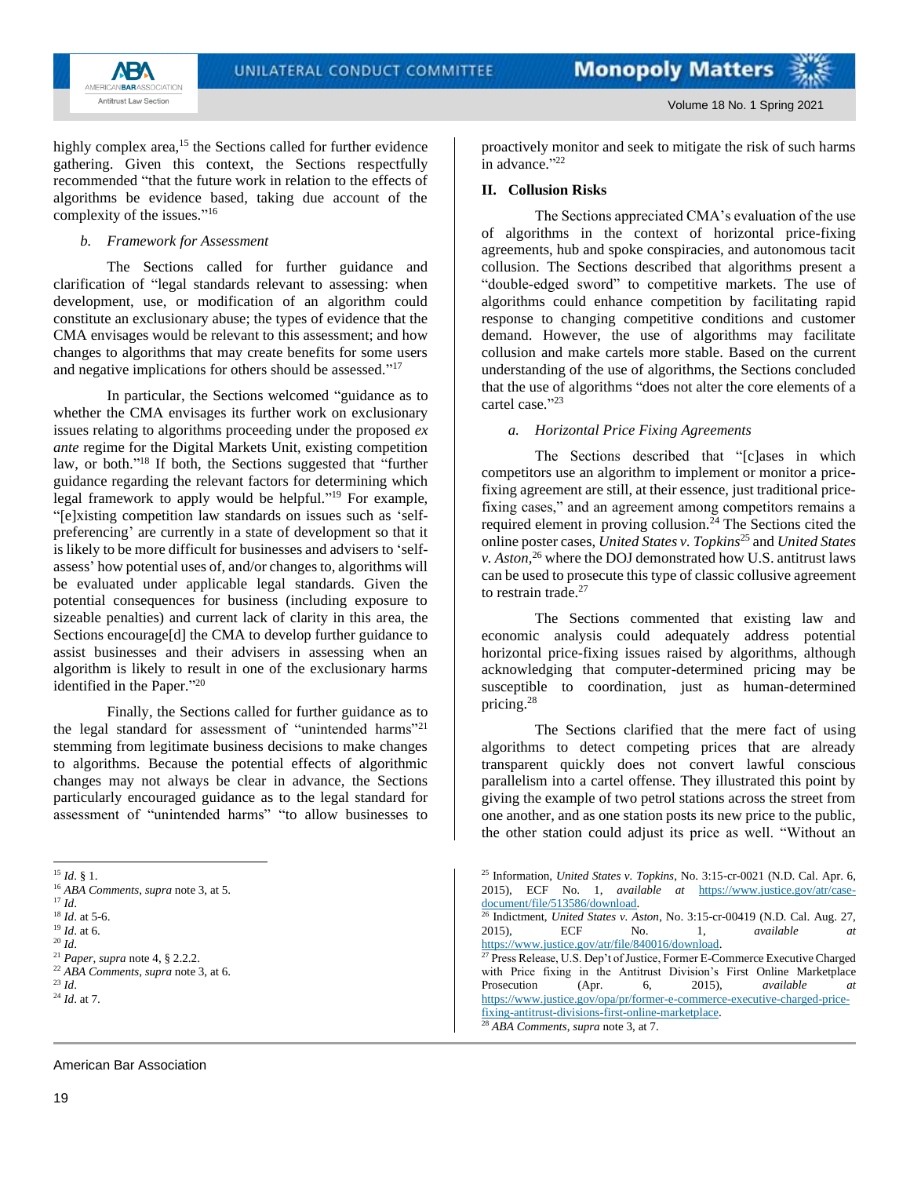highly complex area,[15] the Sections called for further evidence gathering. Given this context, the Sections respectfully recommended "that the future work in relation to the effects of algorithms be evidence based, taking due account of the complexity of the issues."[16]

*b. Framework for Assessment*

The Sections called for further guidance and clarification of "legal standards relevant to assessing: when development, use, or modification of an algorithm could constitute an exclusionary abuse; the types of evidence that the CMA envisages would be relevant to this assessment; and how changes to algorithms that may create benefits for some users and negative implications for others should be assessed."[17]

In particular, the Sections welcomed "guidance as to whether the CMA envisages its further work on exclusionary issues relating to algorithms proceeding under the proposed *ex ante* regime for the Digital Markets Unit, existing competition law, or both."[18] If both, the Sections suggested that "further guidance regarding the relevant factors for determining which legal framework to apply would be helpful."[19] For example, "[e]xisting competition law standards on issues such as 'self-preferencing' are currently in a state of development so that it is likely to be more difficult for businesses and advisers to 'self-assess' how potential uses of, and/or changes to, algorithms will be evaluated under applicable legal standards. Given the potential consequences for business (including exposure to sizeable penalties) and current lack of clarity in this area, the Sections encourage[d] the CMA to develop further guidance to assist businesses and their advisers in assessing when an algorithm is likely to result in one of the exclusionary harms identified in the Paper."[20]

Finally, the Sections called for further guidance as to the legal standard for assessment of "unintended harms"[21] stemming from legitimate business decisions to make changes to algorithms. Because the potential effects of algorithmic changes may not always be clear in advance, the Sections particularly encouraged guidance as to the legal standard for assessment of "unintended harms" "to allow businesses to proactively monitor and seek to mitigate the risk of such harms in advance."[22]

## II. Collusion Risks

The Sections appreciated CMA's evaluation of the use of algorithms in the context of horizontal price-fixing agreements, hub and spoke conspiracies, and autonomous tacit collusion. The Sections described that algorithms present a "double-edged sword" to competitive markets. The use of algorithms could enhance competition by facilitating rapid response to changing competitive conditions and customer demand. However, the use of algorithms may facilitate collusion and make cartels more stable. Based on the current understanding of the use of algorithms, the Sections concluded that the use of algorithms "does not alter the core elements of a cartel case."[23]

*a. Horizontal Price Fixing Agreements*

The Sections described that "[c]ases in which competitors use an algorithm to implement or monitor a price-fixing agreement are still, at their essence, just traditional price-fixing cases," and an agreement among competitors remains a required element in proving collusion.[24] The Sections cited the online poster cases, *United States v. Topkins*[25] and *United States v. Aston*,[26] where the DOJ demonstrated how U.S. antitrust laws can be used to prosecute this type of classic collusive agreement to restrain trade.[27]

The Sections commented that existing law and economic analysis could adequately address potential horizontal price-fixing issues raised by algorithms, although acknowledging that computer-determined pricing may be susceptible to coordination, just as human-determined pricing.[28]

The Sections clarified that the mere fact of using algorithms to detect competing prices that are already transparent quickly does not convert lawful conscious parallelism into a cartel offense. They illustrated this point by giving the example of two petrol stations across the street from one another, and as one station posts its new price to the public, the other station could adjust its price as well. "Without an

---

[15] *Id*. § 1.
[16] *ABA Comments*, *supra* note 3, at 5.
[17] *Id*.
[18] *Id*. at 5-6.
[19] *Id*. at 6.
[20] *Id*.
[21] *Paper*, *supra* note 4, § 2.2.2.
[22] *ABA Comments*, *supra* note 3, at 6.
[23] *Id*.
[24] *Id*. at 7.
[25] Information, *United States v. Topkins*, No. 3:15-cr-0021 (N.D. Cal. Apr. 6, 2015), ECF No. 1, *available at* https://www.justice.gov/atr/case-document/file/513586/download.
[26] Indictment, *United States v. Aston*, No. 3:15-cr-00419 (N.D. Cal. Aug. 27, 2015), ECF No. 1, *available at* https://www.justice.gov/atr/file/840016/download.
[27] Press Release, U.S. Dep't of Justice, Former E-Commerce Executive Charged with Price fixing in the Antitrust Division's First Online Marketplace Prosecution (Apr. 6, 2015), *available at* https://www.justice.gov/opa/pr/former-e-commerce-executive-charged-price-fixing-antitrust-divisions-first-online-marketplace.
[28] *ABA Comments*, *supra* note 3, at 7.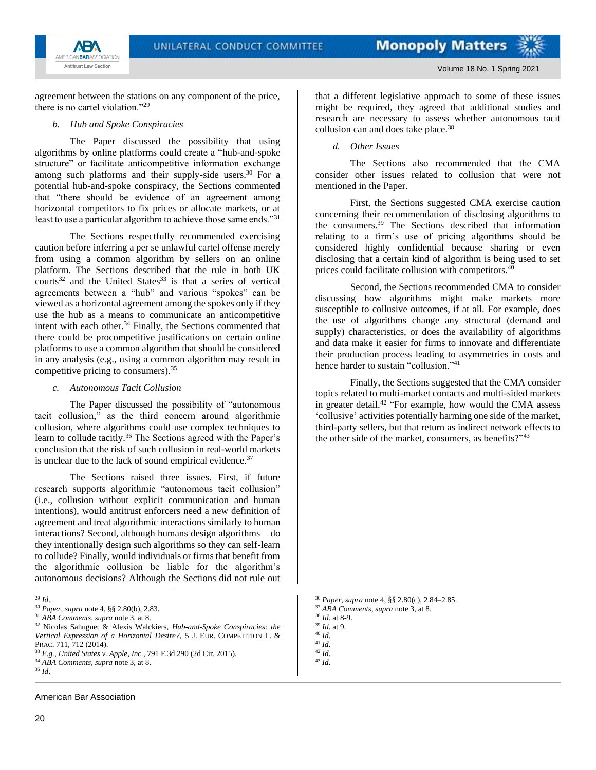agreement between the stations on any component of the price, there is no cartel violation."[29]

*b. Hub and Spoke Conspiracies*

The Paper discussed the possibility that using algorithms by online platforms could create a "hub-and-spoke structure" or facilitate anticompetitive information exchange among such platforms and their supply-side users.[30] For a potential hub-and-spoke conspiracy, the Sections commented that "there should be evidence of an agreement among horizontal competitors to fix prices or allocate markets, or at least to use a particular algorithm to achieve those same ends."[31]

The Sections respectfully recommended exercising caution before inferring a per se unlawful cartel offense merely from using a common algorithm by sellers on an online platform. The Sections described that the rule in both UK courts[32] and the United States[33] is that a series of vertical agreements between a "hub" and various "spokes" can be viewed as a horizontal agreement among the spokes only if they use the hub as a means to communicate an anticompetitive intent with each other.[34] Finally, the Sections commented that there could be procompetitive justifications on certain online platforms to use a common algorithm that should be considered in any analysis (e.g., using a common algorithm may result in competitive pricing to consumers).[35]

*c. Autonomous Tacit Collusion*

The Paper discussed the possibility of "autonomous tacit collusion," as the third concern around algorithmic collusion, where algorithms could use complex techniques to learn to collude tacitly.[36] The Sections agreed with the Paper's conclusion that the risk of such collusion in real-world markets is unclear due to the lack of sound empirical evidence.[37]

The Sections raised three issues. First, if future research supports algorithmic "autonomous tacit collusion" (i.e., collusion without explicit communication and human intentions), would antitrust enforcers need a new definition of agreement and treat algorithmic interactions similarly to human interactions? Second, although humans design algorithms – do they intentionally design such algorithms so they can self-learn to collude? Finally, would individuals or firms that benefit from the algorithmic collusion be liable for the algorithm's autonomous decisions? Although the Sections did not rule out that a different legislative approach to some of these issues might be required, they agreed that additional studies and research are necessary to assess whether autonomous tacit collusion can and does take place.[38]

*d. Other Issues*

The Sections also recommended that the CMA consider other issues related to collusion that were not mentioned in the Paper.

First, the Sections suggested CMA exercise caution concerning their recommendation of disclosing algorithms to the consumers.[39] The Sections described that information relating to a firm's use of pricing algorithms should be considered highly confidential because sharing or even disclosing that a certain kind of algorithm is being used to set prices could facilitate collusion with competitors.[40]

Second, the Sections recommended CMA to consider discussing how algorithms might make markets more susceptible to collusive outcomes, if at all. For example, does the use of algorithms change any structural (demand and supply) characteristics, or does the availability of algorithms and data make it easier for firms to innovate and differentiate their production process leading to asymmetries in costs and hence harder to sustain "collusion."[41]

Finally, the Sections suggested that the CMA consider topics related to multi-market contacts and multi-sided markets in greater detail.[42] "For example, how would the CMA assess 'collusive' activities potentially harming one side of the market, third-party sellers, but that return as indirect network effects to the other side of the market, consumers, as benefits?"[43]

---

[29] *Id*.

[30] *Paper*, *supra* note 4, §§ 2.80(b), 2.83.

[31] *ABA Comments*, *supra* note 3, at 8.

[32] Nicolas Sahuguet & Alexis Walckiers, *Hub-and-Spoke Conspiracies: the Vertical Expression of a Horizontal Desire?*, 5 J. EUR. COMPETITION L. & PRAC. 711, 712 (2014).

[33] *E.g.*, *United States v. Apple, Inc.*, 791 F.3d 290 (2d Cir. 2015).

[34] *ABA Comments*, *supra* note 3, at 8.

[35] *Id*.

[36] *Paper*, *supra* note 4, §§ 2.80(c), 2.84–2.85.

[37] *ABA Comments*, *supra* note 3, at 8.

[38] *Id*. at 8-9.

[39] *Id*. at 9.

[40] *Id*.

[41] *Id*.

[42] *Id*.

[43] *Id*.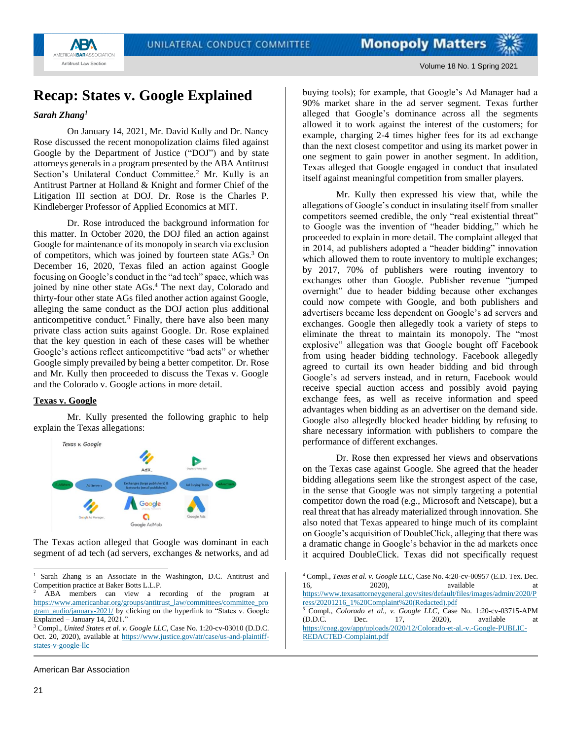# Recap: States v. Google Explained

***Sarah Zhang*[1]**

On January 14, 2021, Mr. David Kully and Dr. Nancy Rose discussed the recent monopolization claims filed against Google by the Department of Justice ("DOJ") and by state attorneys generals in a program presented by the ABA Antitrust Section's Unilateral Conduct Committee.[2] Mr. Kully is an Antitrust Partner at Holland & Knight and former Chief of the Litigation III section at DOJ. Dr. Rose is the Charles P. Kindleberger Professor of Applied Economics at MIT.

Dr. Rose introduced the background information for this matter. In October 2020, the DOJ filed an action against Google for maintenance of its monopoly in search via exclusion of competitors, which was joined by fourteen state AGs.[3] On December 16, 2020, Texas filed an action against Google focusing on Google's conduct in the "ad tech" space, which was joined by nine other state AGs.[4] The next day, Colorado and thirty-four other state AGs filed another action against Google, alleging the same conduct as the DOJ action plus additional anticompetitive conduct.[5] Finally, there have also been many private class action suits against Google. Dr. Rose explained that the key question in each of these cases will be whether Google's actions reflect anticompetitive "bad acts" or whether Google simply prevailed by being a better competitor. Dr. Rose and Mr. Kully then proceeded to discuss the Texas v. Google and the Colorado v. Google actions in more detail.

**Texas v. Google**

Mr. Kully presented the following graphic to help explain the Texas allegations:

*Texas v. Google*

Publishers — Ad Servers — Exchanges (large publishers) & Networks (small publishers) — Ad Buying Tools — Advertisers

AdX; Display & Video 360; Google Ad Manager; Google (Display Network); Google AdMob; Google Ads

The Texas action alleged that Google was dominant in each segment of ad tech (ad servers, exchanges & networks, and ad buying tools); for example, that Google's Ad Manager had a 90% market share in the ad server segment. Texas further alleged that Google's dominance across all the segments allowed it to work against the interest of the customers; for example, charging 2-4 times higher fees for its ad exchange than the next closest competitor and using its market power in one segment to gain power in another segment. In addition, Texas alleged that Google engaged in conduct that insulated itself against meaningful competition from smaller players.

Mr. Kully then expressed his view that, while the allegations of Google's conduct in insulating itself from smaller competitors seemed credible, the only "real existential threat" to Google was the invention of "header bidding," which he proceeded to explain in more detail. The complaint alleged that in 2014, ad publishers adopted a "header bidding" innovation which allowed them to route inventory to multiple exchanges; by 2017, 70% of publishers were routing inventory to exchanges other than Google. Publisher revenue "jumped overnight" due to header bidding because other exchanges could now compete with Google, and both publishers and advertisers became less dependent on Google's ad servers and exchanges. Google then allegedly took a variety of steps to eliminate the threat to maintain its monopoly. The "most explosive" allegation was that Google bought off Facebook from using header bidding technology. Facebook allegedly agreed to curtail its own header bidding and bid through Google's ad servers instead, and in return, Facebook would receive special auction access and possibly avoid paying exchange fees, as well as receive information and speed advantages when bidding as an advertiser on the demand side. Google also allegedly blocked header bidding by refusing to share necessary information with publishers to compare the performance of different exchanges.

Dr. Rose then expressed her views and observations on the Texas case against Google. She agreed that the header bidding allegations seem like the strongest aspect of the case, in the sense that Google was not simply targeting a potential competitor down the road (e.g., Microsoft and Netscape), but a real threat that has already materialized through innovation. She also noted that Texas appeared to hinge much of its complaint on Google's acquisition of DoubleClick, alleging that there was a dramatic change in Google's behavior in the ad markets once it acquired DoubleClick. Texas did not specifically request

---

[1] Sarah Zhang is an Associate in the Washington, D.C. Antitrust and Competition practice at Baker Botts L.L.P.

[2] ABA members can view a recording of the program at https://www.americanbar.org/groups/antitrust_law/committees/committee_program_audio/january-2021/ by clicking on the hyperlink to "States v. Google Explained – January 14, 2021."

[3] Compl., *United States et al. v. Google LLC*, Case No. 1:20-cv-03010 (D.D.C. Oct. 20, 2020), available at https://www.justice.gov/atr/case/us-and-plaintiff-states-v-google-llc

[4] Compl., *Texas et al. v. Google LLC*, Case No. 4:20-cv-00957 (E.D. Tex. Dec. 16, 2020), available at https://www.texasattorneygeneral.gov/sites/default/files/images/admin/2020/Press/20201216_1%20Complaint%20(Redacted).pdf

[5] Compl., *Colorado et al., v. Google LLC*, Case No. 1:20-cv-03715-APM (D.D.C. Dec. 17, 2020), available at https://coag.gov/app/uploads/2020/12/Colorado-et-al.-v.-Google-PUBLIC-REDACTED-Complaint.pdf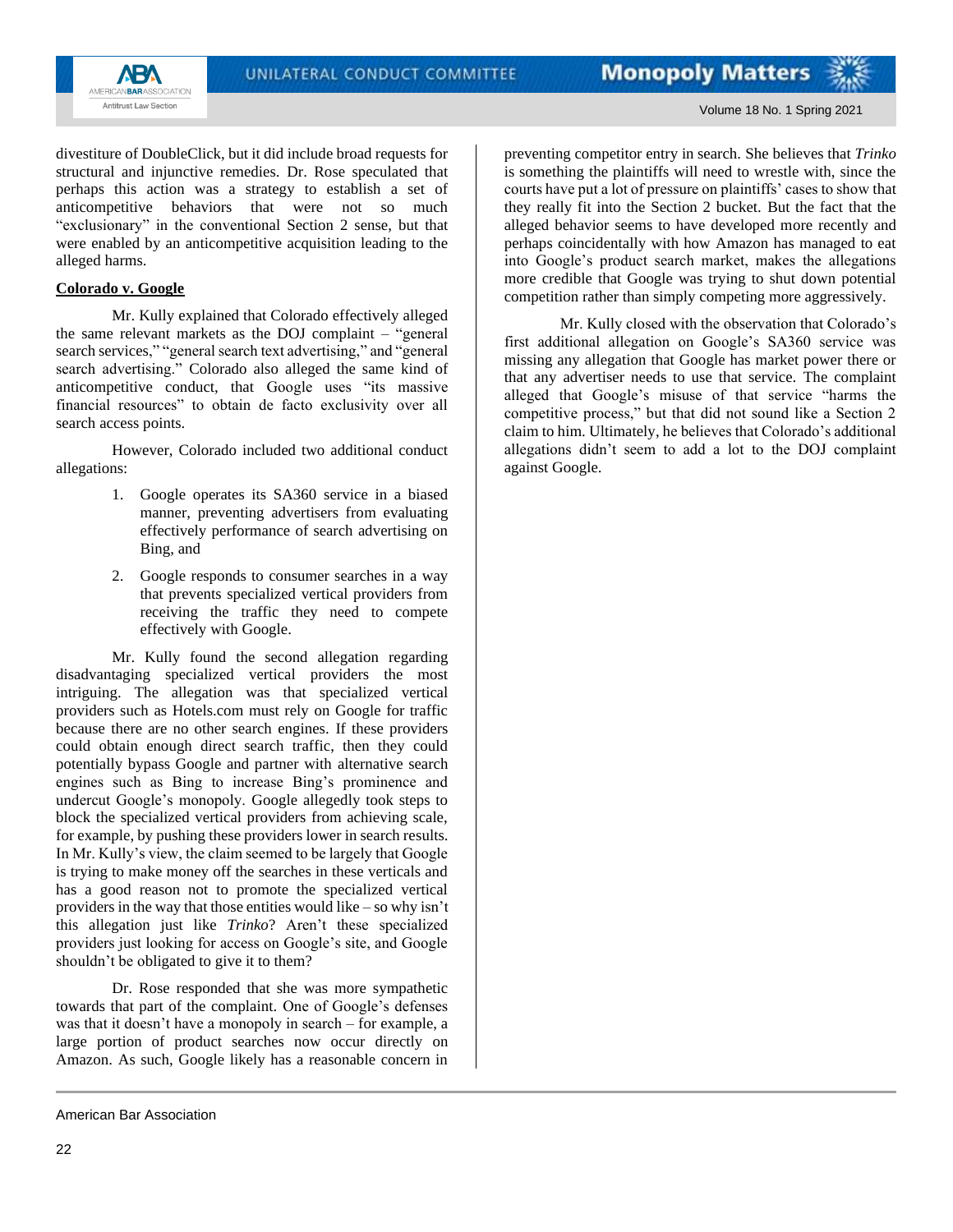divestiture of DoubleClick, but it did include broad requests for structural and injunctive remedies. Dr. Rose speculated that perhaps this action was a strategy to establish a set of anticompetitive behaviors that were not so much "exclusionary" in the conventional Section 2 sense, but that were enabled by an anticompetitive acquisition leading to the alleged harms.

**Colorado v. Google**

Mr. Kully explained that Colorado effectively alleged the same relevant markets as the DOJ complaint – "general search services," "general search text advertising," and "general search advertising." Colorado also alleged the same kind of anticompetitive conduct, that Google uses "its massive financial resources" to obtain de facto exclusivity over all search access points.

However, Colorado included two additional conduct allegations:

1. Google operates its SA360 service in a biased manner, preventing advertisers from evaluating effectively performance of search advertising on Bing, and
2. Google responds to consumer searches in a way that prevents specialized vertical providers from receiving the traffic they need to compete effectively with Google.

Mr. Kully found the second allegation regarding disadvantaging specialized vertical providers the most intriguing. The allegation was that specialized vertical providers such as Hotels.com must rely on Google for traffic because there are no other search engines. If these providers could obtain enough direct search traffic, then they could potentially bypass Google and partner with alternative search engines such as Bing to increase Bing's prominence and undercut Google's monopoly. Google allegedly took steps to block the specialized vertical providers from achieving scale, for example, by pushing these providers lower in search results. In Mr. Kully's view, the claim seemed to be largely that Google is trying to make money off the searches in these verticals and has a good reason not to promote the specialized vertical providers in the way that those entities would like – so why isn't this allegation just like *Trinko*? Aren't these specialized providers just looking for access on Google's site, and Google shouldn't be obligated to give it to them?

Dr. Rose responded that she was more sympathetic towards that part of the complaint. One of Google's defenses was that it doesn't have a monopoly in search – for example, a large portion of product searches now occur directly on Amazon. As such, Google likely has a reasonable concern in preventing competitor entry in search. She believes that *Trinko* is something the plaintiffs will need to wrestle with, since the courts have put a lot of pressure on plaintiffs' cases to show that they really fit into the Section 2 bucket. But the fact that the alleged behavior seems to have developed more recently and perhaps coincidentally with how Amazon has managed to eat into Google's product search market, makes the allegations more credible that Google was trying to shut down potential competition rather than simply competing more aggressively.

Mr. Kully closed with the observation that Colorado's first additional allegation on Google's SA360 service was missing any allegation that Google has market power there or that any advertiser needs to use that service. The complaint alleged that Google's misuse of that service "harms the competitive process," but that did not sound like a Section 2 claim to him. Ultimately, he believes that Colorado's additional allegations didn't seem to add a lot to the DOJ complaint against Google.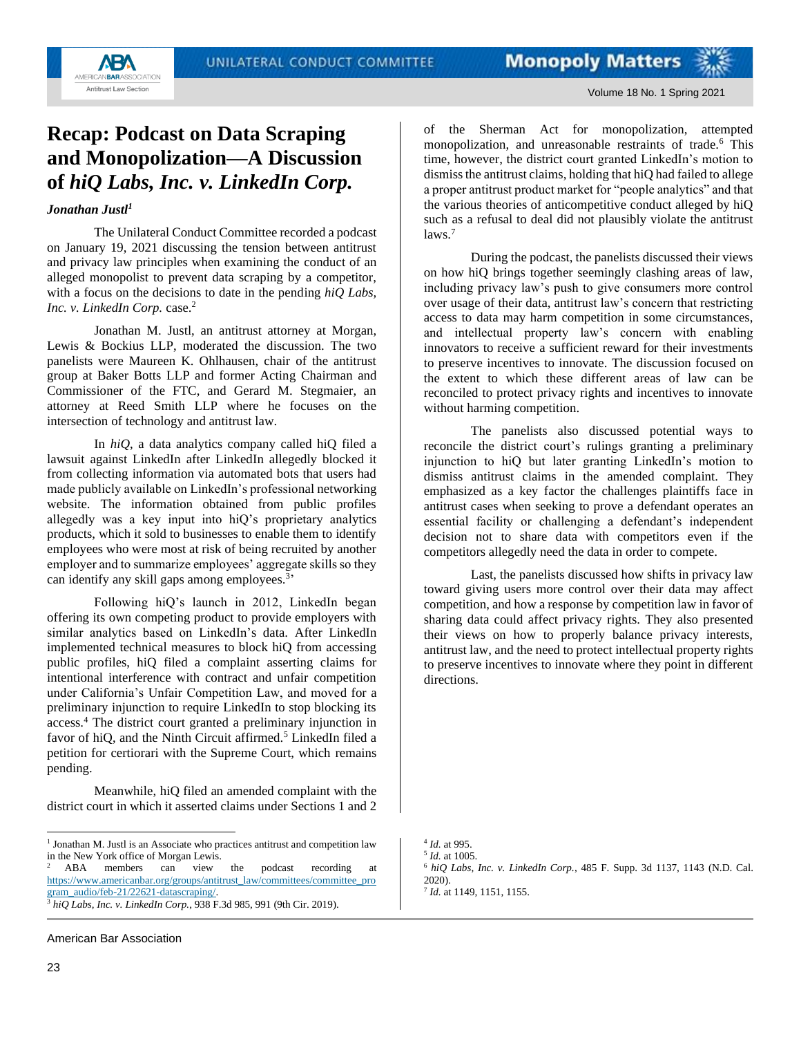# Recap: Podcast on Data Scraping and Monopolization—A Discussion of *hiQ Labs, Inc. v. LinkedIn Corp.*

***Jonathan Justl***[1]

The Unilateral Conduct Committee recorded a podcast on January 19, 2021 discussing the tension between antitrust and privacy law principles when examining the conduct of an alleged monopolist to prevent data scraping by a competitor, with a focus on the decisions to date in the pending *hiQ Labs, Inc. v. LinkedIn Corp.* case.[2]

Jonathan M. Justl, an antitrust attorney at Morgan, Lewis & Bockius LLP, moderated the discussion. The two panelists were Maureen K. Ohlhausen, chair of the antitrust group at Baker Botts LLP and former Acting Chairman and Commissioner of the FTC, and Gerard M. Stegmaier, an attorney at Reed Smith LLP where he focuses on the intersection of technology and antitrust law.

In *hiQ*, a data analytics company called hiQ filed a lawsuit against LinkedIn after LinkedIn allegedly blocked it from collecting information via automated bots that users had made publicly available on LinkedIn's professional networking website. The information obtained from public profiles allegedly was a key input into hiQ's proprietary analytics products, which it sold to businesses to enable them to identify employees who were most at risk of being recruited by another employer and to summarize employees' aggregate skills so they can identify any skill gaps among employees.[3]

Following hiQ's launch in 2012, LinkedIn began offering its own competing product to provide employers with similar analytics based on LinkedIn's data. After LinkedIn implemented technical measures to block hiQ from accessing public profiles, hiQ filed a complaint asserting claims for intentional interference with contract and unfair competition under California's Unfair Competition Law, and moved for a preliminary injunction to require LinkedIn to stop blocking its access.[4] The district court granted a preliminary injunction in favor of hiQ, and the Ninth Circuit affirmed.[5] LinkedIn filed a petition for certiorari with the Supreme Court, which remains pending.

Meanwhile, hiQ filed an amended complaint with the district court in which it asserted claims under Sections 1 and 2 of the Sherman Act for monopolization, attempted monopolization, and unreasonable restraints of trade.[6] This time, however, the district court granted LinkedIn's motion to dismiss the antitrust claims, holding that hiQ had failed to allege a proper antitrust product market for "people analytics" and that the various theories of anticompetitive conduct alleged by hiQ such as a refusal to deal did not plausibly violate the antitrust laws.[7]

During the podcast, the panelists discussed their views on how hiQ brings together seemingly clashing areas of law, including privacy law's push to give consumers more control over usage of their data, antitrust law's concern that restricting access to data may harm competition in some circumstances, and intellectual property law's concern with enabling innovators to receive a sufficient reward for their investments to preserve incentives to innovate. The discussion focused on the extent to which these different areas of law can be reconciled to protect privacy rights and incentives to innovate without harming competition.

The panelists also discussed potential ways to reconcile the district court's rulings granting a preliminary injunction to hiQ but later granting LinkedIn's motion to dismiss antitrust claims in the amended complaint. They emphasized as a key factor the challenges plaintiffs face in antitrust cases when seeking to prove a defendant operates an essential facility or challenging a defendant's independent decision not to share data with competitors even if the competitors allegedly need the data in order to compete.

Last, the panelists discussed how shifts in privacy law toward giving users more control over their data may affect competition, and how a response by competition law in favor of sharing data could affect privacy rights. They also presented their views on how to properly balance privacy interests, antitrust law, and the need to protect intellectual property rights to preserve incentives to innovate where they point in different directions.

---

[1] Jonathan M. Justl is an Associate who practices antitrust and competition law in the New York office of Morgan Lewis.

[2] ABA members can view the podcast recording at https://www.americanbar.org/groups/antitrust_law/committees/committee_program_audio/feb-21/22621-datascraping/.

[3] *hiQ Labs, Inc. v. LinkedIn Corp.*, 938 F.3d 985, 991 (9th Cir. 2019).

[4] *Id.* at 995.

[5] *Id.* at 1005.

[6] *hiQ Labs, Inc. v. LinkedIn Corp.*, 485 F. Supp. 3d 1137, 1143 (N.D. Cal. 2020).

[7] *Id.* at 1149, 1151, 1155.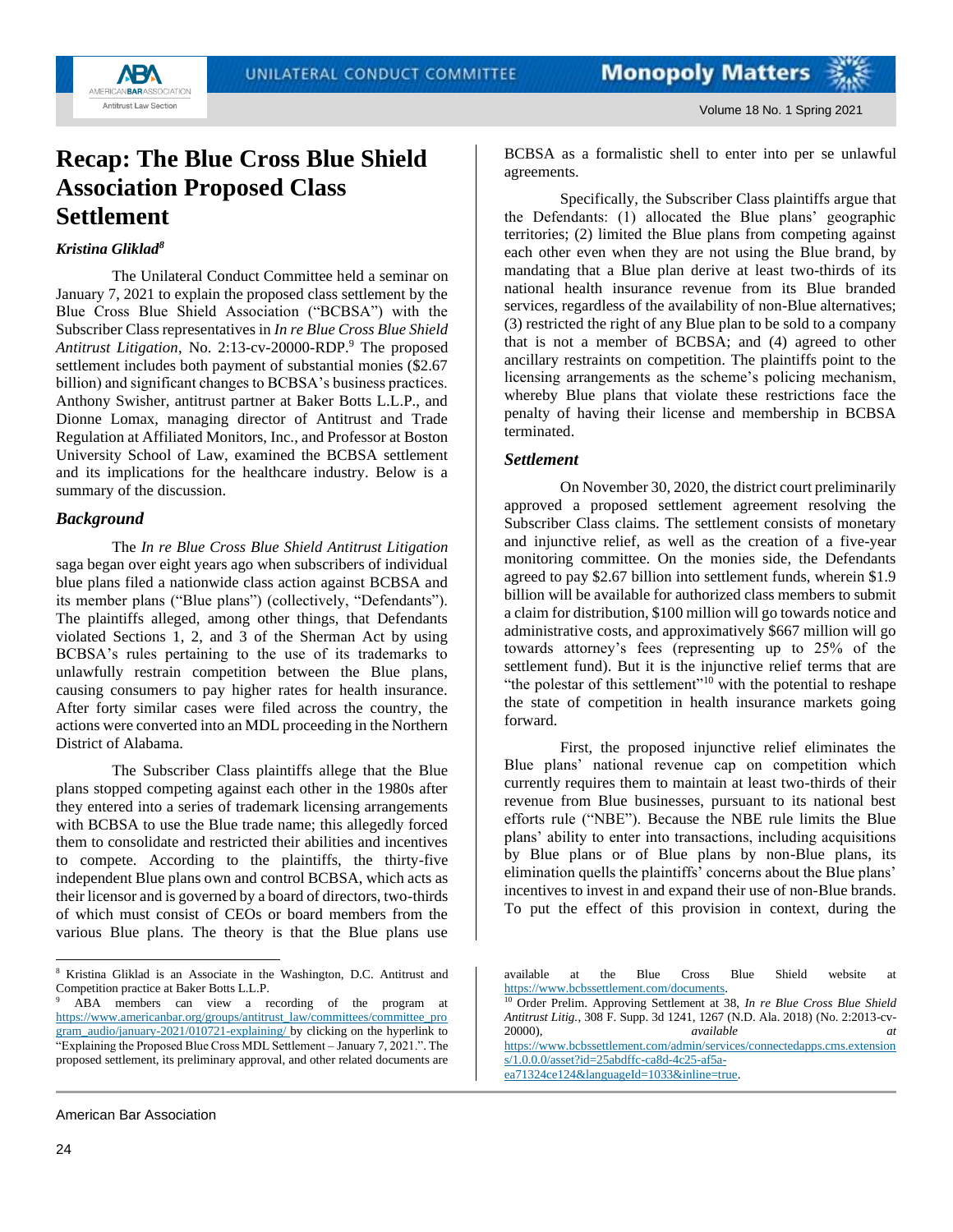# Recap: The Blue Cross Blue Shield Association Proposed Class Settlement

***Kristina Gliklad*[8]**

The Unilateral Conduct Committee held a seminar on January 7, 2021 to explain the proposed class settlement by the Blue Cross Blue Shield Association ("BCBSA") with the Subscriber Class representatives in *In re Blue Cross Blue Shield Antitrust Litigation*, No. 2:13-cv-20000-RDP.[9] The proposed settlement includes both payment of substantial monies ($2.67 billion) and significant changes to BCBSA's business practices. Anthony Swisher, antitrust partner at Baker Botts L.L.P., and Dionne Lomax, managing director of Antitrust and Trade Regulation at Affiliated Monitors, Inc., and Professor at Boston University School of Law, examined the BCBSA settlement and its implications for the healthcare industry. Below is a summary of the discussion.

## *Background*

The *In re Blue Cross Blue Shield Antitrust Litigation* saga began over eight years ago when subscribers of individual blue plans filed a nationwide class action against BCBSA and its member plans ("Blue plans") (collectively, "Defendants"). The plaintiffs alleged, among other things, that Defendants violated Sections 1, 2, and 3 of the Sherman Act by using BCBSA's rules pertaining to the use of its trademarks to unlawfully restrain competition between the Blue plans, causing consumers to pay higher rates for health insurance. After forty similar cases were filed across the country, the actions were converted into an MDL proceeding in the Northern District of Alabama.

The Subscriber Class plaintiffs allege that the Blue plans stopped competing against each other in the 1980s after they entered into a series of trademark licensing arrangements with BCBSA to use the Blue trade name; this allegedly forced them to consolidate and restricted their abilities and incentives to compete. According to the plaintiffs, the thirty-five independent Blue plans own and control BCBSA, which acts as their licensor and is governed by a board of directors, two-thirds of which must consist of CEOs or board members from the various Blue plans. The theory is that the Blue plans use BCBSA as a formalistic shell to enter into per se unlawful agreements.

Specifically, the Subscriber Class plaintiffs argue that the Defendants: (1) allocated the Blue plans' geographic territories; (2) limited the Blue plans from competing against each other even when they are not using the Blue brand, by mandating that a Blue plan derive at least two-thirds of its national health insurance revenue from its Blue branded services, regardless of the availability of non-Blue alternatives; (3) restricted the right of any Blue plan to be sold to a company that is not a member of BCBSA; and (4) agreed to other ancillary restraints on competition. The plaintiffs point to the licensing arrangements as the scheme's policing mechanism, whereby Blue plans that violate these restrictions face the penalty of having their license and membership in BCBSA terminated.

## *Settlement*

On November 30, 2020, the district court preliminarily approved a proposed settlement agreement resolving the Subscriber Class claims. The settlement consists of monetary and injunctive relief, as well as the creation of a five-year monitoring committee. On the monies side, the Defendants agreed to pay $2.67 billion into settlement funds, wherein $1.9 billion will be available for authorized class members to submit a claim for distribution, $100 million will go towards notice and administrative costs, and approximately $667 million will go towards attorney's fees (representing up to 25% of the settlement fund). But it is the injunctive relief terms that are "the polestar of this settlement"[10] with the potential to reshape the state of competition in health insurance markets going forward.

First, the proposed injunctive relief eliminates the Blue plans' national revenue cap on competition which currently requires them to maintain at least two-thirds of their revenue from Blue businesses, pursuant to its national best efforts rule ("NBE"). Because the NBE rule limits the Blue plans' ability to enter into transactions, including acquisitions by Blue plans or of Blue plans by non-Blue plans, its elimination quells the plaintiffs' concerns about the Blue plans' incentives to invest in and expand their use of non-Blue brands. To put the effect of this provision in context, during the

---

[8] Kristina Gliklad is an Associate in the Washington, D.C. Antitrust and Competition practice at Baker Botts L.L.P.

[9] ABA members can view a recording of the program at https://www.americanbar.org/groups/antitrust_law/committees/committee_program_audio/january-2021/010721-explaining/ by clicking on the hyperlink to "Explaining the Proposed Blue Cross MDL Settlement – January 7, 2021.". The proposed settlement, its preliminary approval, and other related documents are available at the Blue Cross Blue Shield website at https://www.bcbssettlement.com/documents.

[10] Order Prelim. Approving Settlement at 38, *In re Blue Cross Blue Shield Antitrust Litig.*, 308 F. Supp. 3d 1241, 1267 (N.D. Ala. 2018) (No. 2:2013-cv-20000), *available at* https://www.bcbssettlement.com/admin/services/connectedapps.cms.extensions/1.0.0.0/asset?id=25abdffc-ca8d-4c25-af5a-ea71324ce124&languageId=1033&inline=true.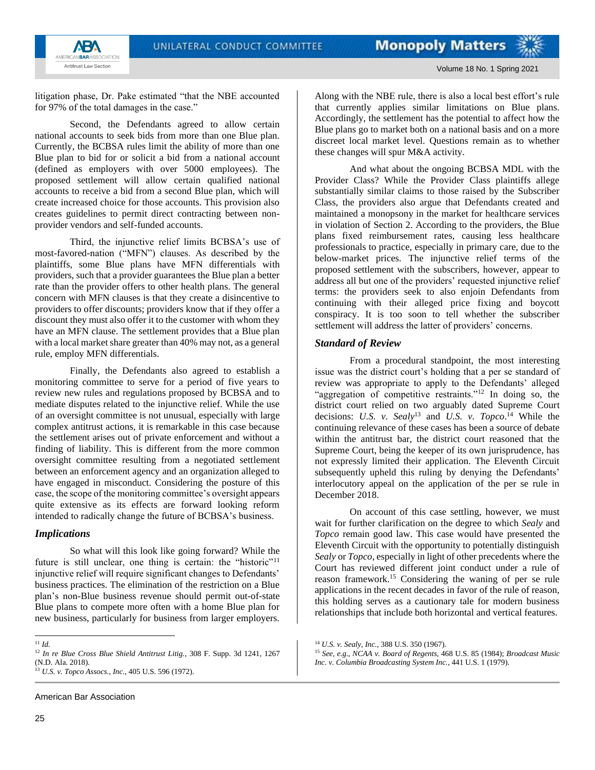litigation phase, Dr. Pake estimated "that the NBE accounted for 97% of the total damages in the case."

Second, the Defendants agreed to allow certain national accounts to seek bids from more than one Blue plan. Currently, the BCBSA rules limit the ability of more than one Blue plan to bid for or solicit a bid from a national account (defined as employers with over 5000 employees). The proposed settlement will allow certain qualified national accounts to receive a bid from a second Blue plan, which will create increased choice for those accounts. This provision also creates guidelines to permit direct contracting between non-provider vendors and self-funded accounts.

Third, the injunctive relief limits BCBSA's use of most-favored-nation ("MFN") clauses. As described by the plaintiffs, some Blue plans have MFN differentials with providers, such that a provider guarantees the Blue plan a better rate than the provider offers to other health plans. The general concern with MFN clauses is that they create a disincentive to providers to offer discounts; providers know that if they offer a discount they must also offer it to the customer with whom they have an MFN clause. The settlement provides that a Blue plan with a local market share greater than 40% may not, as a general rule, employ MFN differentials.

Finally, the Defendants also agreed to establish a monitoring committee to serve for a period of five years to review new rules and regulations proposed by BCBSA and to mediate disputes related to the injunctive relief. While the use of an oversight committee is not unusual, especially with large complex antitrust actions, it is remarkable in this case because the settlement arises out of private enforcement and without a finding of liability. This is different from the more common oversight committee resulting from a negotiated settlement between an enforcement agency and an organization alleged to have engaged in misconduct. Considering the posture of this case, the scope of the monitoring committee's oversight appears quite extensive as its effects are forward looking reform intended to radically change the future of BCBSA's business.

### *Implications*

So what will this look like going forward? While the future is still unclear, one thing is certain: the "historic"[11] injunctive relief will require significant changes to Defendants' business practices. The elimination of the restriction on a Blue plan's non-Blue business revenue should permit out-of-state Blue plans to compete more often with a home Blue plan for new business, particularly for business from larger employers. Along with the NBE rule, there is also a local best effort's rule that currently applies similar limitations on Blue plans. Accordingly, the settlement has the potential to affect how the Blue plans go to market both on a national basis and on a more discreet local market level. Questions remain as to whether these changes will spur M&A activity.

And what about the ongoing BCBSA MDL with the Provider Class? While the Provider Class plaintiffs allege substantially similar claims to those raised by the Subscriber Class, the providers also argue that Defendants created and maintained a monopsony in the market for healthcare services in violation of Section 2. According to the providers, the Blue plans fixed reimbursement rates, causing less healthcare professionals to practice, especially in primary care, due to the below-market prices. The injunctive relief terms of the proposed settlement with the subscribers, however, appear to address all but one of the providers' requested injunctive relief terms: the providers seek to also enjoin Defendants from continuing with their alleged price fixing and boycott conspiracy. It is too soon to tell whether the subscriber settlement will address the latter of providers' concerns.

### *Standard of Review*

From a procedural standpoint, the most interesting issue was the district court's holding that a per se standard of review was appropriate to apply to the Defendants' alleged "aggregation of competitive restraints."[12] In doing so, the district court relied on two arguably dated Supreme Court decisions: *U.S. v. Sealy*[13] and *U.S. v. Topco*.[14] While the continuing relevance of these cases has been a source of debate within the antitrust bar, the district court reasoned that the Supreme Court, being the keeper of its own jurisprudence, has not expressly limited their application. The Eleventh Circuit subsequently upheld this ruling by denying the Defendants' interlocutory appeal on the application of the per se rule in December 2018.

On account of this case settling, however, we must wait for further clarification on the degree to which *Sealy* and *Topco* remain good law. This case would have presented the Eleventh Circuit with the opportunity to potentially distinguish *Sealy* or *Topco*, especially in light of other precedents where the Court has reviewed different joint conduct under a rule of reason framework.[15] Considering the waning of per se rule applications in the recent decades in favor of the rule of reason, this holding serves as a cautionary tale for modern business relationships that include both horizontal and vertical features.

---

[11] *Id.*

[12] *In re Blue Cross Blue Shield Antitrust Litig.*, 308 F. Supp. 3d 1241, 1267 (N.D. Ala. 2018).

[13] *U.S. v. Topco Assocs., Inc.*, 405 U.S. 596 (1972).

[14] *U.S. v. Sealy, Inc.*, 388 U.S. 350 (1967).

[15] *See, e.g., NCAA v. Board of Regents*, 468 U.S. 85 (1984); *Broadcast Music Inc. v. Columbia Broadcasting System Inc.*, 441 U.S. 1 (1979).